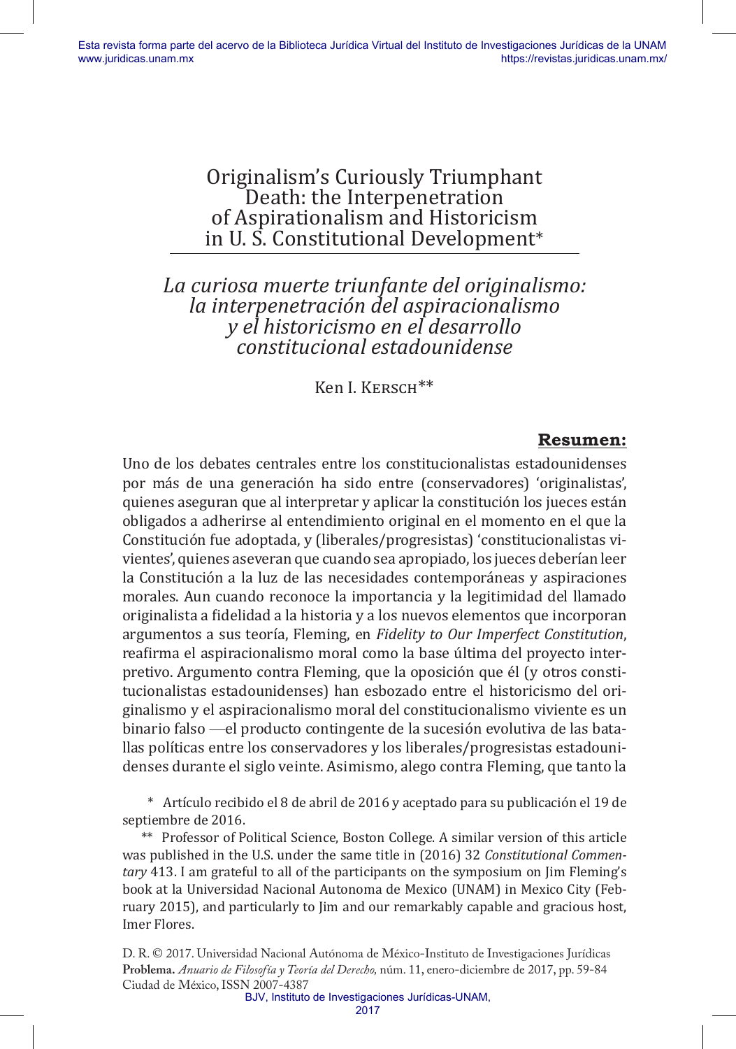# Originalism's Curiously Triumphant Death: the Interpenetration of Aspirationalism and Historicism in U. S. Constitutional Development*

## *La curiosa muerte triunfante del originalismo: la interpenetración del aspiracionalismo y el historicismo en el desarrollo constitucional estadounidense*

Ken I. Kersch**

**Resumen:**

Uno de los debates centrales entre los constitucionalistas estadounidenses por más de una generación ha sido entre (conservadores) 'originalistas', quienes aseguran que al interpretar y aplicar la constitución los jueces están obligados a adherirse al entendimiento original en el momento en el que la Constitución fue adoptada, y (liberales/progresistas) 'constitucionalistas vivientes', quienes aseveran que cuando sea apropiado, los jueces deberían leer la Constitución a la luz de las necesidades contemporáneas y aspiraciones morales. Aun cuando reconoce la importancia y la legitimidad del llamado originalista a fidelidad a la historia y a los nuevos elementos que incorporan argumentos a sus teoría, Fleming, en *Fidelity to Our Imperfect Constitution*, reafirma el aspiracionalismo moral como la base última del proyecto interpretivo. Argumento contra Fleming, que la oposición que él (y otros constitucionalistas estadounidenses) han esbozado entre el historicismo del originalismo y el aspiracionalismo moral del constitucionalismo viviente es un binario falso —el producto contingente de la sucesión evolutiva de las batallas políticas entre los conservadores y los liberales/progresistas estadounidenses durante el siglo veinte. Asimismo, alego contra Fleming, que tanto la

\* Artículo recibido el 8 de abril de 2016 y aceptado para su publicación el 19 de septiembre de 2016.

\*\* Professor of Political Science, Boston College. A similar version of this article was published in the U.S. under the same title in (2016) 32 *Constitutional Commentary* 413. I am grateful to all of the participants on the symposium on Jim Fleming's book at la Universidad Nacional Autonoma de Mexico (UNAM) in Mexico City (February 2015), and particularly to Jim and our remarkably capable and gracious host, Imer Flores.

D. R. © 2017. Universidad Nacional Autónoma de México-Instituto de Investigaciones Jurídicas
**Problema.** *Anuario de Filosofía y Teoría del Derecho*, núm. 11, enero-diciembre de 2017, pp. 59-84
Ciudad de México, ISSN 2007-4387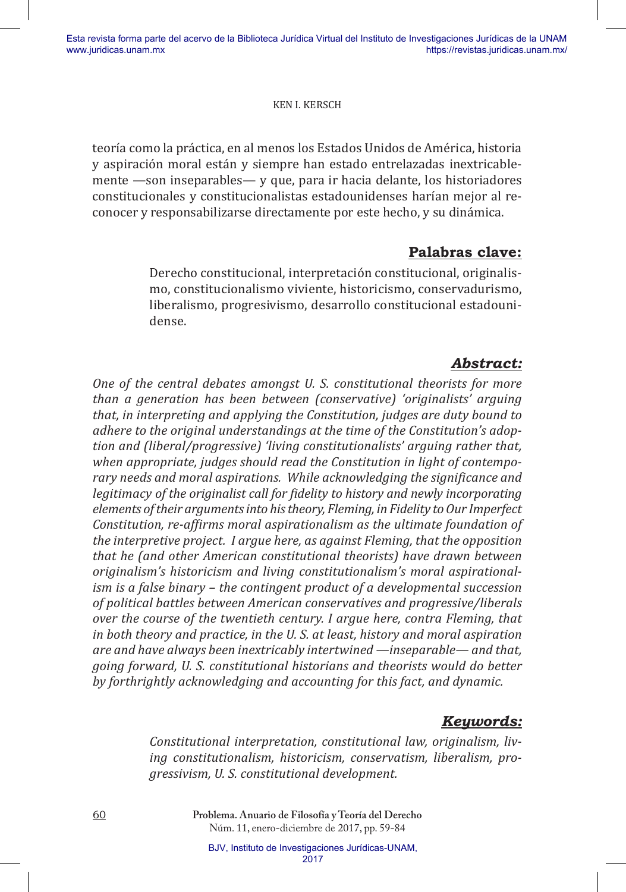teoría como la práctica, en al menos los Estados Unidos de América, historia y aspiración moral están y siempre han estado entrelazadas inextricablemente —son inseparables— y que, para ir hacia delante, los historiadores constitucionales y constitucionalistas estadounidenses harían mejor al reconocer y responsabilizarse directamente por este hecho, y su dinámica.

**Palabras clave:**

Derecho constitucional, interpretación constitucional, originalismo, constitucionalismo viviente, historicismo, conservadurismo, liberalismo, progresivismo, desarrollo constitucional estadounidense.

***Abstract:***

*One of the central debates amongst U. S. constitutional theorists for more than a generation has been between (conservative) 'originalists' arguing that, in interpreting and applying the Constitution, judges are duty bound to adhere to the original understandings at the time of the Constitution's adoption and (liberal/progressive) 'living constitutionalists' arguing rather that, when appropriate, judges should read the Constitution in light of contemporary needs and moral aspirations. While acknowledging the significance and legitimacy of the originalist call for fidelity to history and newly incorporating elements of their arguments into his theory, Fleming, in Fidelity to Our Imperfect Constitution, re-affirms moral aspirationalism as the ultimate foundation of the interpretive project. I argue here, as against Fleming, that the opposition that he (and other American constitutional theorists) have drawn between originalism's historicism and living constitutionalism's moral aspirationalism is a false binary – the contingent product of a developmental succession of political battles between American conservatives and progressive/liberals over the course of the twentieth century. I argue here, contra Fleming, that in both theory and practice, in the U. S. at least, history and moral aspiration are and have always been inextricably intertwined —inseparable— and that, going forward, U. S. constitutional historians and theorists would do better by forthrightly acknowledging and accounting for this fact, and dynamic.*

***Keywords:***

*Constitutional interpretation, constitutional law, originalism, living constitutionalism, historicism, conservatism, liberalism, progressivism, U. S. constitutional development.*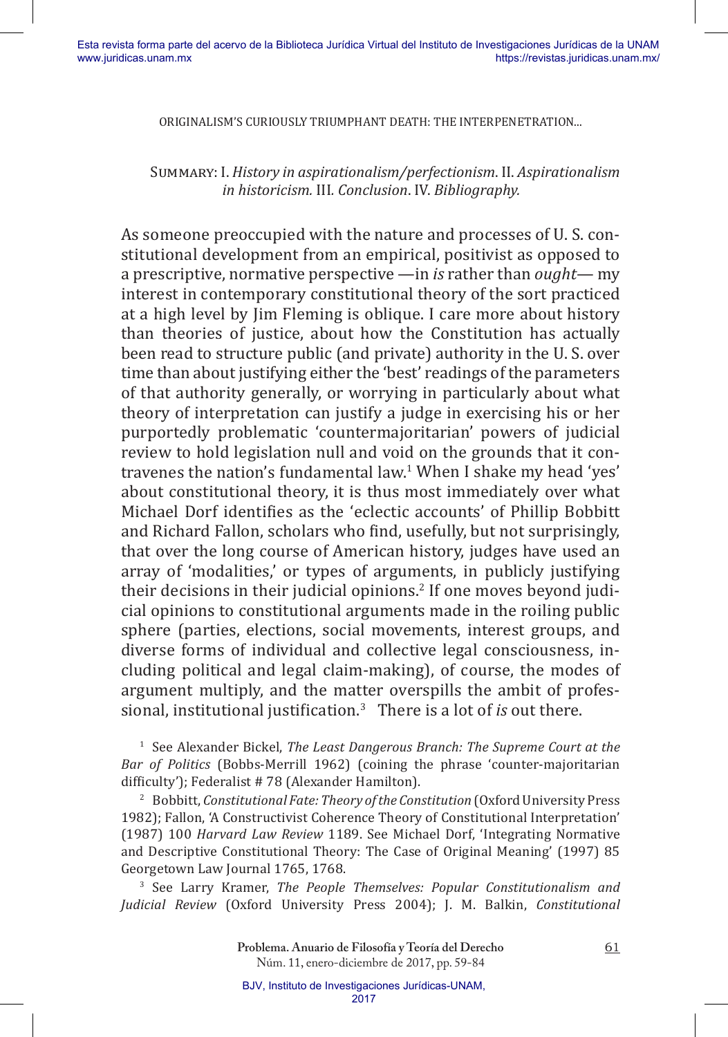Summary: I. *History in aspirationalism/perfectionism*. II. *Aspirationalism in historicism.* III. *Conclusion*. IV. *Bibliography.*

As someone preoccupied with the nature and processes of U. S. constitutional development from an empirical, positivist as opposed to a prescriptive, normative perspective —in *is* rather than *ought*— my interest in contemporary constitutional theory of the sort practiced at a high level by Jim Fleming is oblique. I care more about history than theories of justice, about how the Constitution has actually been read to structure public (and private) authority in the U. S. over time than about justifying either the 'best' readings of the parameters of that authority generally, or worrying in particularly about what theory of interpretation can justify a judge in exercising his or her purportedly problematic 'countermajoritarian' powers of judicial review to hold legislation null and void on the grounds that it contravenes the nation's fundamental law.[1] When I shake my head 'yes' about constitutional theory, it is thus most immediately over what Michael Dorf identifies as the 'eclectic accounts' of Phillip Bobbitt and Richard Fallon, scholars who find, usefully, but not surprisingly, that over the long course of American history, judges have used an array of 'modalities,' or types of arguments, in publicly justifying their decisions in their judicial opinions.[2] If one moves beyond judicial opinions to constitutional arguments made in the roiling public sphere (parties, elections, social movements, interest groups, and diverse forms of individual and collective legal consciousness, including political and legal claim-making), of course, the modes of argument multiply, and the matter overspills the ambit of professional, institutional justification.[3] There is a lot of *is* out there.

[1] See Alexander Bickel, *The Least Dangerous Branch: The Supreme Court at the Bar of Politics* (Bobbs-Merrill 1962) (coining the phrase 'counter-majoritarian difficulty'); Federalist # 78 (Alexander Hamilton).

[2] Bobbitt, *Constitutional Fate: Theory of the Constitution* (Oxford University Press 1982); Fallon, 'A Constructivist Coherence Theory of Constitutional Interpretation' (1987) 100 *Harvard Law Review* 1189. See Michael Dorf, 'Integrating Normative and Descriptive Constitutional Theory: The Case of Original Meaning' (1997) 85 Georgetown Law Journal 1765, 1768.

[3] See Larry Kramer, *The People Themselves: Popular Constitutionalism and Judicial Review* (Oxford University Press 2004); J. M. Balkin, *Constitutional*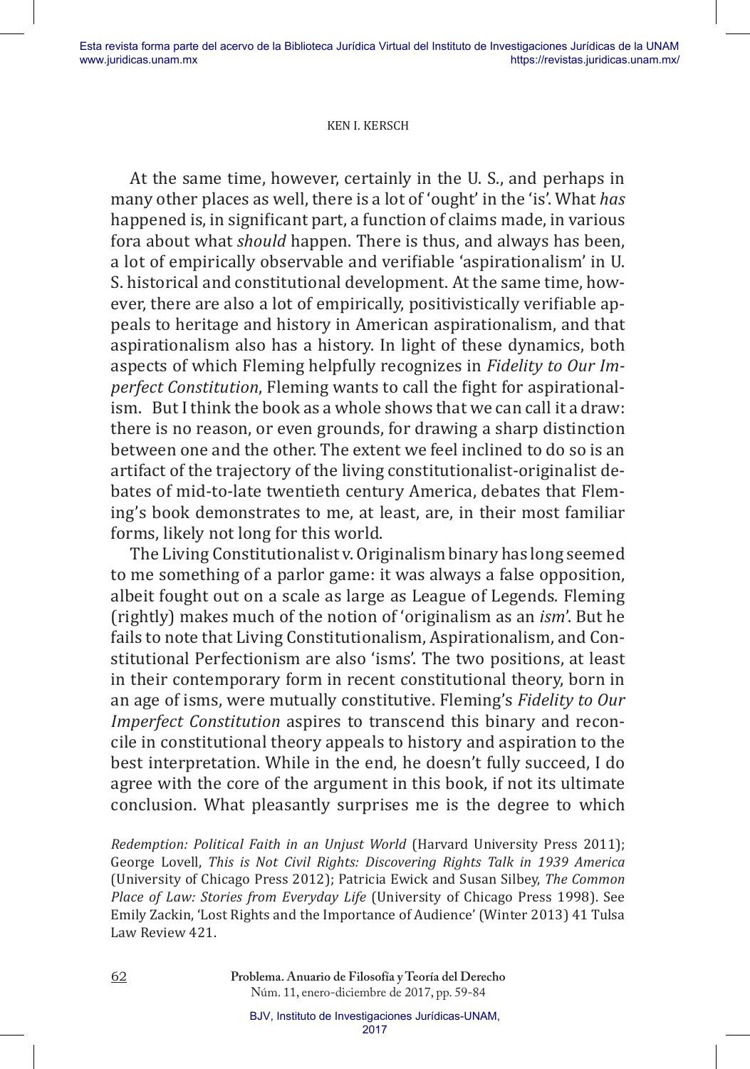At the same time, however, certainly in the U. S., and perhaps in many other places as well, there is a lot of 'ought' in the 'is'. What *has* happened is, in significant part, a function of claims made, in various fora about what *should* happen. There is thus, and always has been, a lot of empirically observable and verifiable 'aspirationalism' in U. S. historical and constitutional development. At the same time, however, there are also a lot of empirically, positivistically verifiable appeals to heritage and history in American aspirationalism, and that aspirationalism also has a history. In light of these dynamics, both aspects of which Fleming helpfully recognizes in *Fidelity to Our Imperfect Constitution*, Fleming wants to call the fight for aspirationalism. But I think the book as a whole shows that we can call it a draw: there is no reason, or even grounds, for drawing a sharp distinction between one and the other. The extent we feel inclined to do so is an artifact of the trajectory of the living constitutionalist-originalist debates of mid-to-late twentieth century America, debates that Fleming's book demonstrates to me, at least, are, in their most familiar forms, likely not long for this world.

The Living Constitutionalist v. Originalism binary has long seemed to me something of a parlor game: it was always a false opposition, albeit fought out on a scale as large as League of Legends. Fleming (rightly) makes much of the notion of 'originalism as an *ism*'. But he fails to note that Living Constitutionalism, Aspirationalism, and Constitutional Perfectionism are also 'isms'. The two positions, at least in their contemporary form in recent constitutional theory, born in an age of isms, were mutually constitutive. Fleming's *Fidelity to Our Imperfect Constitution* aspires to transcend this binary and reconcile in constitutional theory appeals to history and aspiration to the best interpretation. While in the end, he doesn't fully succeed, I do agree with the core of the argument in this book, if not its ultimate conclusion. What pleasantly surprises me is the degree to which

*Redemption: Political Faith in an Unjust World* (Harvard University Press 2011); George Lovell, *This is Not Civil Rights: Discovering Rights Talk in 1939 America* (University of Chicago Press 2012); Patricia Ewick and Susan Silbey, *The Common Place of Law: Stories from Everyday Life* (University of Chicago Press 1998). See Emily Zackin, 'Lost Rights and the Importance of Audience' (Winter 2013) 41 Tulsa Law Review 421.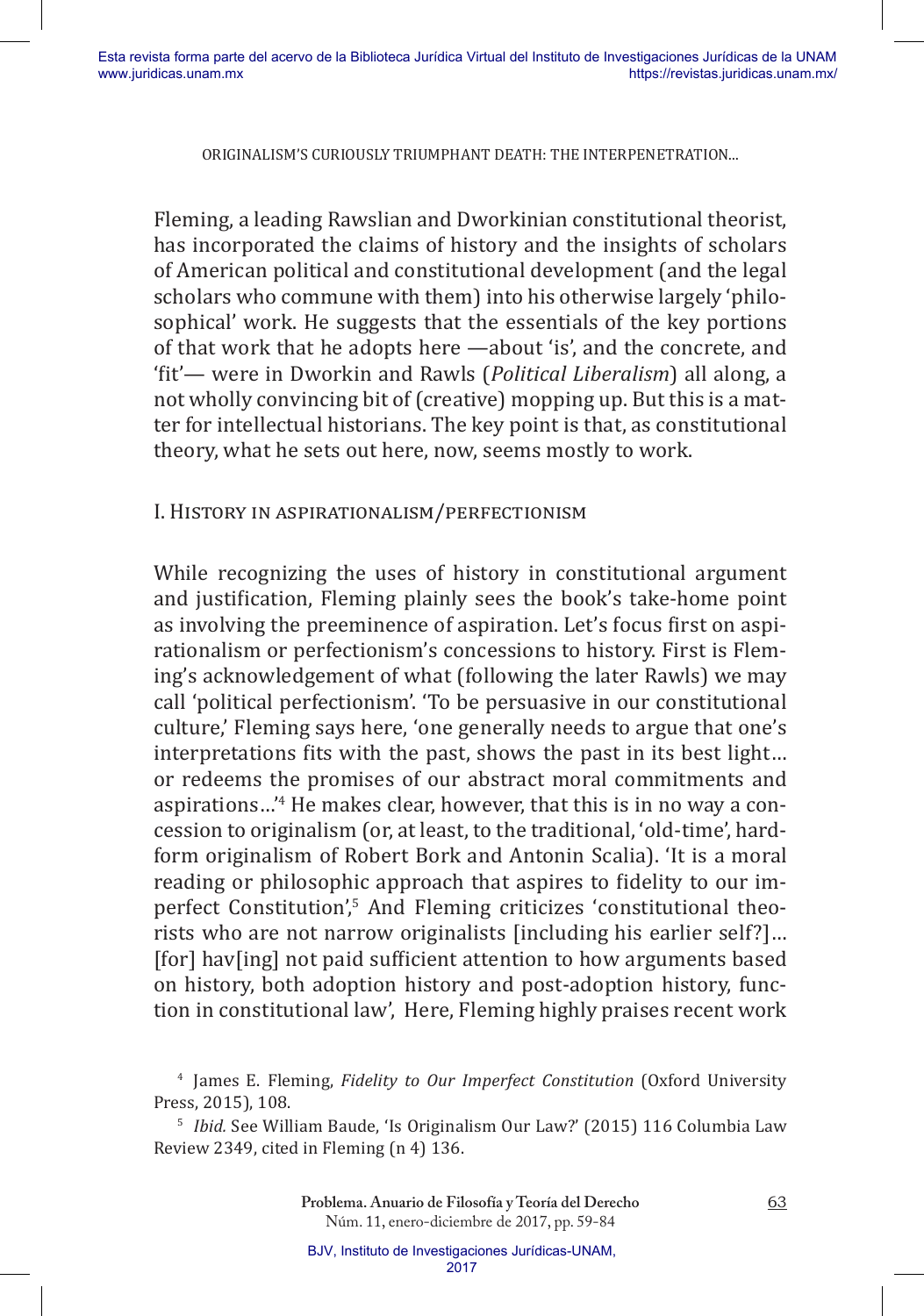Fleming, a leading Rawslian and Dworkinian constitutional theorist, has incorporated the claims of history and the insights of scholars of American political and constitutional development (and the legal scholars who commune with them) into his otherwise largely 'philosophical' work. He suggests that the essentials of the key portions of that work that he adopts here —about 'is', and the concrete, and 'fit'— were in Dworkin and Rawls (*Political Liberalism*) all along, a not wholly convincing bit of (creative) mopping up. But this is a matter for intellectual historians. The key point is that, as constitutional theory, what he sets out here, now, seems mostly to work.

## I. History in aspirationalism/perfectionism

While recognizing the uses of history in constitutional argument and justification, Fleming plainly sees the book's take-home point as involving the preeminence of aspiration. Let's focus first on aspirationalism or perfectionism's concessions to history. First is Fleming's acknowledgement of what (following the later Rawls) we may call 'political perfectionism'. 'To be persuasive in our constitutional culture,' Fleming says here, 'one generally needs to argue that one's interpretations fits with the past, shows the past in its best light... or redeems the promises of our abstract moral commitments and aspirations...'[4] He makes clear, however, that this is in no way a concession to originalism (or, at least, to the traditional, 'old-time', hard-form originalism of Robert Bork and Antonin Scalia). 'It is a moral reading or philosophic approach that aspires to fidelity to our imperfect Constitution',[5] And Fleming criticizes 'constitutional theorists who are not narrow originalists [including his earlier self?]... [for] hav[ing] not paid sufficient attention to how arguments based on history, both adoption history and post-adoption history, function in constitutional law', Here, Fleming highly praises recent work

[4] James E. Fleming, *Fidelity to Our Imperfect Constitution* (Oxford University Press, 2015), 108.

[5] *Ibid.* See William Baude, 'Is Originalism Our Law?' (2015) 116 Columbia Law Review 2349, cited in Fleming (n 4) 136.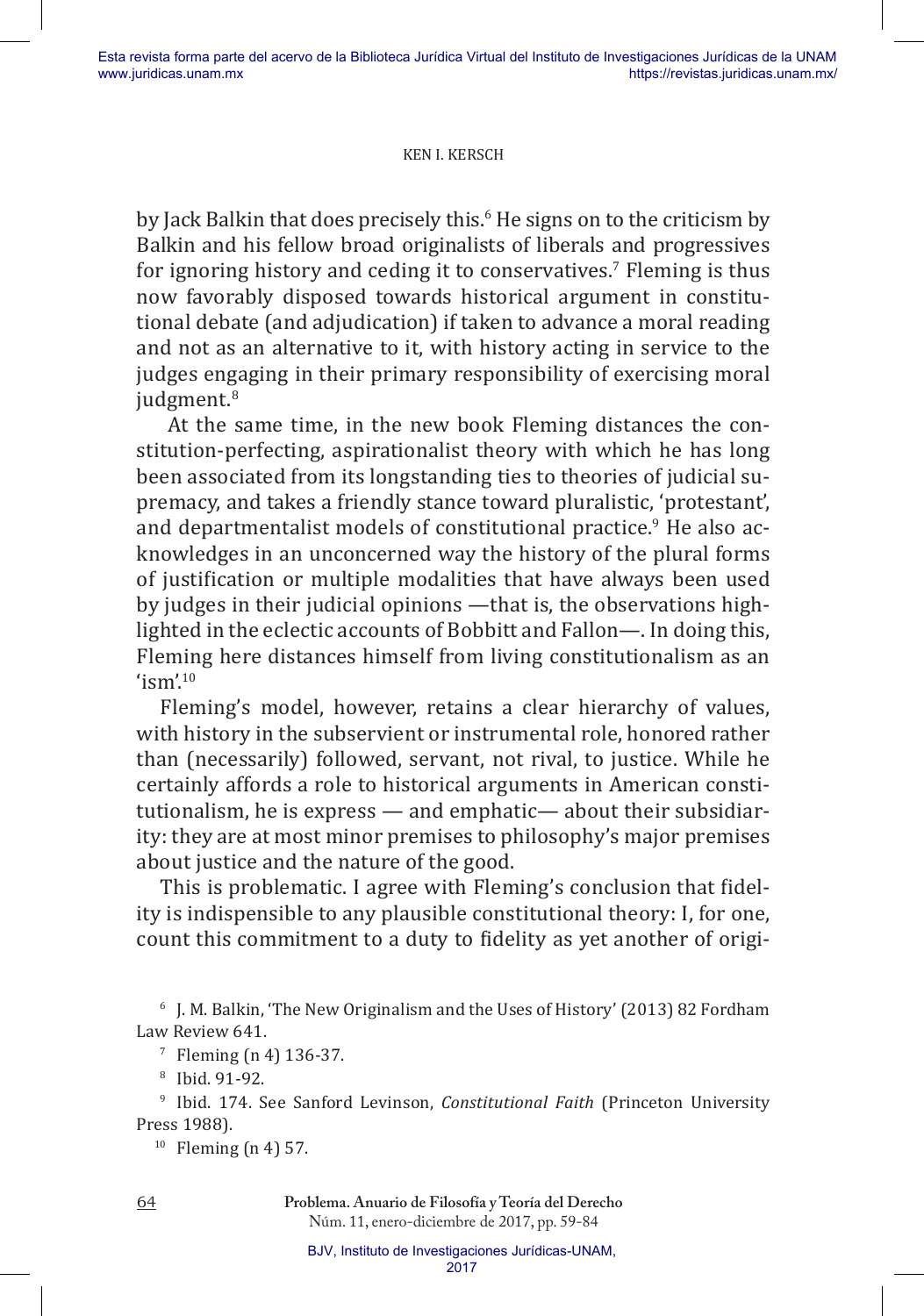by Jack Balkin that does precisely this.[6] He signs on to the criticism by Balkin and his fellow broad originalists of liberals and progressives for ignoring history and ceding it to conservatives.[7] Fleming is thus now favorably disposed towards historical argument in constitutional debate (and adjudication) if taken to advance a moral reading and not as an alternative to it, with history acting in service to the judges engaging in their primary responsibility of exercising moral judgment.[8]

At the same time, in the new book Fleming distances the constitution-perfecting, aspirationalist theory with which he has long been associated from its longstanding ties to theories of judicial supremacy, and takes a friendly stance toward pluralistic, 'protestant', and departmentalist models of constitutional practice.[9] He also acknowledges in an unconcerned way the history of the plural forms of justification or multiple modalities that have always been used by judges in their judicial opinions —that is, the observations highlighted in the eclectic accounts of Bobbitt and Fallon—. In doing this, Fleming here distances himself from living constitutionalism as an 'ism'.[10]

Fleming's model, however, retains a clear hierarchy of values, with history in the subservient or instrumental role, honored rather than (necessarily) followed, servant, not rival, to justice. While he certainly affords a role to historical arguments in American constitutionalism, he is express — and emphatic— about their subsidiarity: they are at most minor premises to philosophy's major premises about justice and the nature of the good.

This is problematic. I agree with Fleming's conclusion that fidelity is indispensible to any plausible constitutional theory: I, for one, count this commitment to a duty to fidelity as yet another of origi-

[6] J. M. Balkin, 'The New Originalism and the Uses of History' (2013) 82 Fordham Law Review 641.

[7] Fleming (n 4) 136-37.

[8] Ibid. 91-92.

[9] Ibid. 174. See Sanford Levinson, *Constitutional Faith* (Princeton University Press 1988).

[10] Fleming (n 4) 57.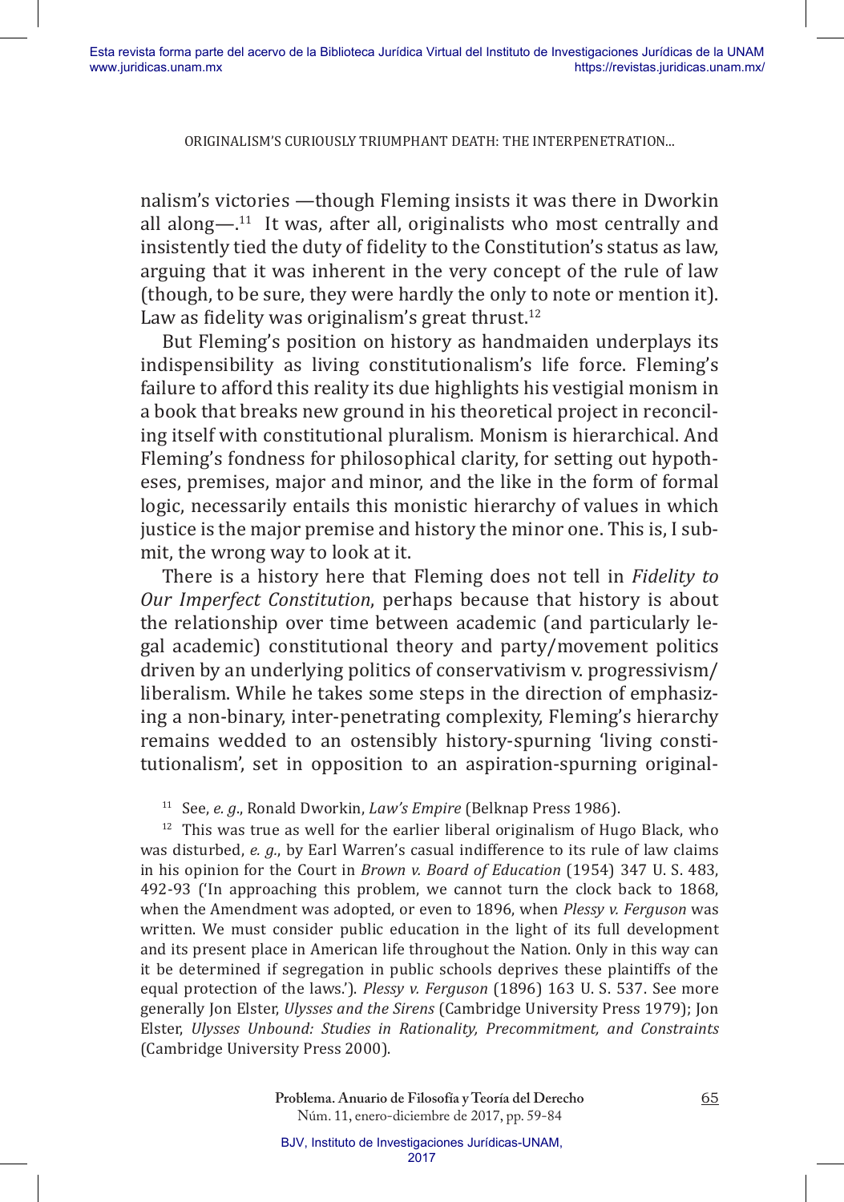nalism's victories —though Fleming insists it was there in Dworkin all along—.[11] It was, after all, originalists who most centrally and insistently tied the duty of fidelity to the Constitution's status as law, arguing that it was inherent in the very concept of the rule of law (though, to be sure, they were hardly the only to note or mention it). Law as fidelity was originalism's great thrust.[12]

But Fleming's position on history as handmaiden underplays its indispensibility as living constitutionalism's life force. Fleming's failure to afford this reality its due highlights his vestigial monism in a book that breaks new ground in his theoretical project in reconciling itself with constitutional pluralism. Monism is hierarchical. And Fleming's fondness for philosophical clarity, for setting out hypotheses, premises, major and minor, and the like in the form of formal logic, necessarily entails this monistic hierarchy of values in which justice is the major premise and history the minor one. This is, I submit, the wrong way to look at it.

There is a history here that Fleming does not tell in *Fidelity to Our Imperfect Constitution*, perhaps because that history is about the relationship over time between academic (and particularly legal academic) constitutional theory and party/movement politics driven by an underlying politics of conservativism v. progressivism/liberalism. While he takes some steps in the direction of emphasizing a non-binary, inter-penetrating complexity, Fleming's hierarchy remains wedded to an ostensibly history-spurning 'living constitutionalism', set in opposition to an aspiration-spurning original-

[11] See, *e. g*., Ronald Dworkin, *Law's Empire* (Belknap Press 1986).

[12] This was true as well for the earlier liberal originalism of Hugo Black, who was disturbed, *e. g.*, by Earl Warren's casual indifference to its rule of law claims in his opinion for the Court in *Brown v. Board of Education* (1954) 347 U. S. 483, 492-93 ('In approaching this problem, we cannot turn the clock back to 1868, when the Amendment was adopted, or even to 1896, when *Plessy v. Ferguson* was written. We must consider public education in the light of its full development and its present place in American life throughout the Nation. Only in this way can it be determined if segregation in public schools deprives these plaintiffs of the equal protection of the laws.'). *Plessy v. Ferguson* (1896) 163 U. S. 537. See more generally Jon Elster, *Ulysses and the Sirens* (Cambridge University Press 1979); Jon Elster, *Ulysses Unbound: Studies in Rationality, Precommitment, and Constraints* (Cambridge University Press 2000).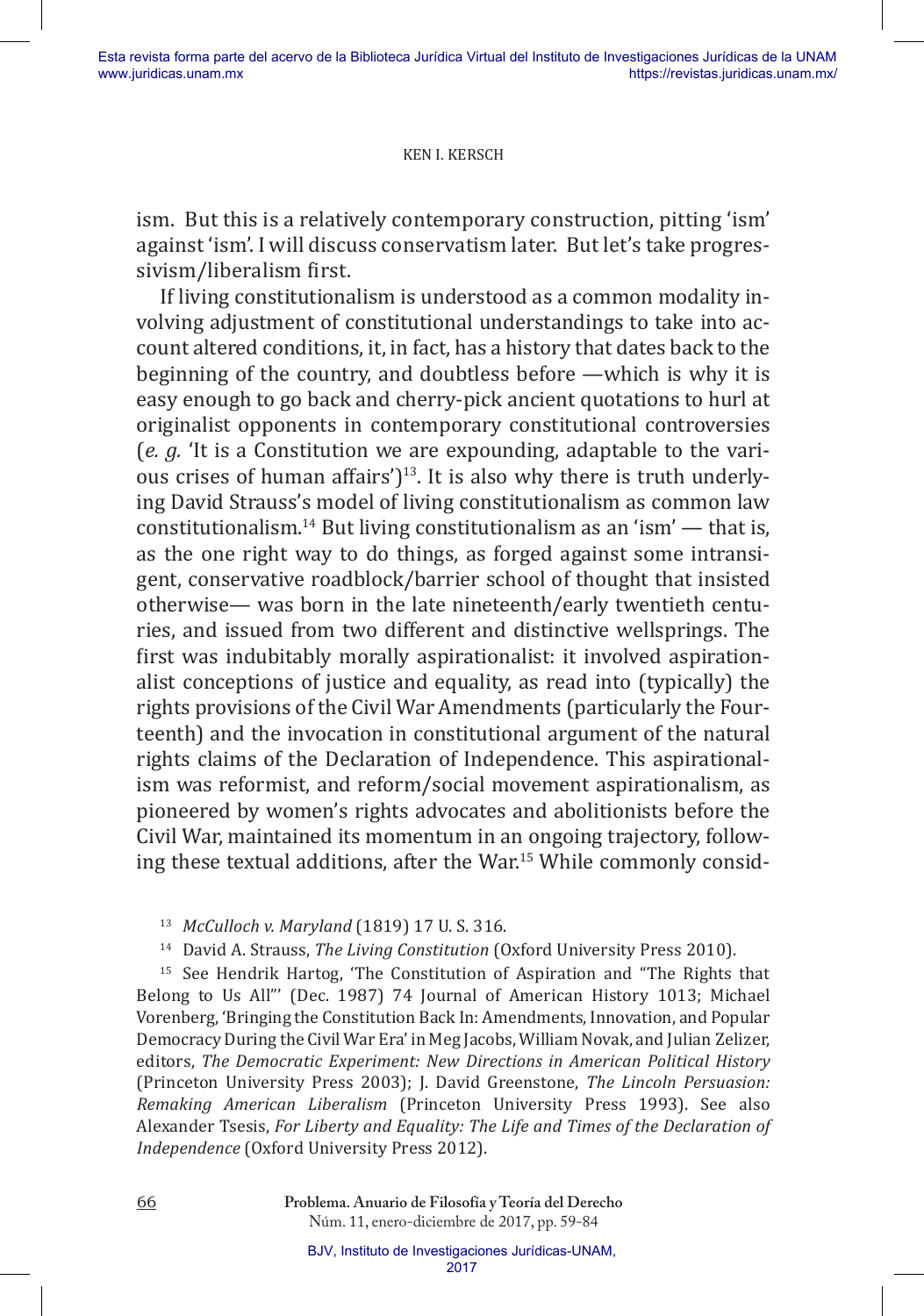ism. But this is a relatively contemporary construction, pitting 'ism' against 'ism'. I will discuss conservatism later. But let's take progressivism/liberalism first.

If living constitutionalism is understood as a common modality involving adjustment of constitutional understandings to take into account altered conditions, it, in fact, has a history that dates back to the beginning of the country, and doubtless before —which is why it is easy enough to go back and cherry-pick ancient quotations to hurl at originalist opponents in contemporary constitutional controversies (*e. g.* 'It is a Constitution we are expounding, adaptable to the various crises of human affairs')[13]. It is also why there is truth underlying David Strauss's model of living constitutionalism as common law constitutionalism.[14] But living constitutionalism as an 'ism' — that is, as the one right way to do things, as forged against some intransigent, conservative roadblock/barrier school of thought that insisted otherwise— was born in the late nineteenth/early twentieth centuries, and issued from two different and distinctive wellsprings. The first was indubitably morally aspirationalist: it involved aspirationalist conceptions of justice and equality, as read into (typically) the rights provisions of the Civil War Amendments (particularly the Fourteenth) and the invocation in constitutional argument of the natural rights claims of the Declaration of Independence. This aspirationalism was reformist, and reform/social movement aspirationalism, as pioneered by women's rights advocates and abolitionists before the Civil War, maintained its momentum in an ongoing trajectory, following these textual additions, after the War.[15] While commonly consid-

[13] *McCulloch v. Maryland* (1819) 17 U. S. 316.

[14] David A. Strauss, *The Living Constitution* (Oxford University Press 2010).

[15] See Hendrik Hartog, 'The Constitution of Aspiration and "The Rights that Belong to Us All"' (Dec. 1987) 74 Journal of American History 1013; Michael Vorenberg, 'Bringing the Constitution Back In: Amendments, Innovation, and Popular Democracy During the Civil War Era' in Meg Jacobs, William Novak, and Julian Zelizer, editors, *The Democratic Experiment: New Directions in American Political History* (Princeton University Press 2003); J. David Greenstone, *The Lincoln Persuasion: Remaking American Liberalism* (Princeton University Press 1993). See also Alexander Tsesis, *For Liberty and Equality: The Life and Times of the Declaration of Independence* (Oxford University Press 2012).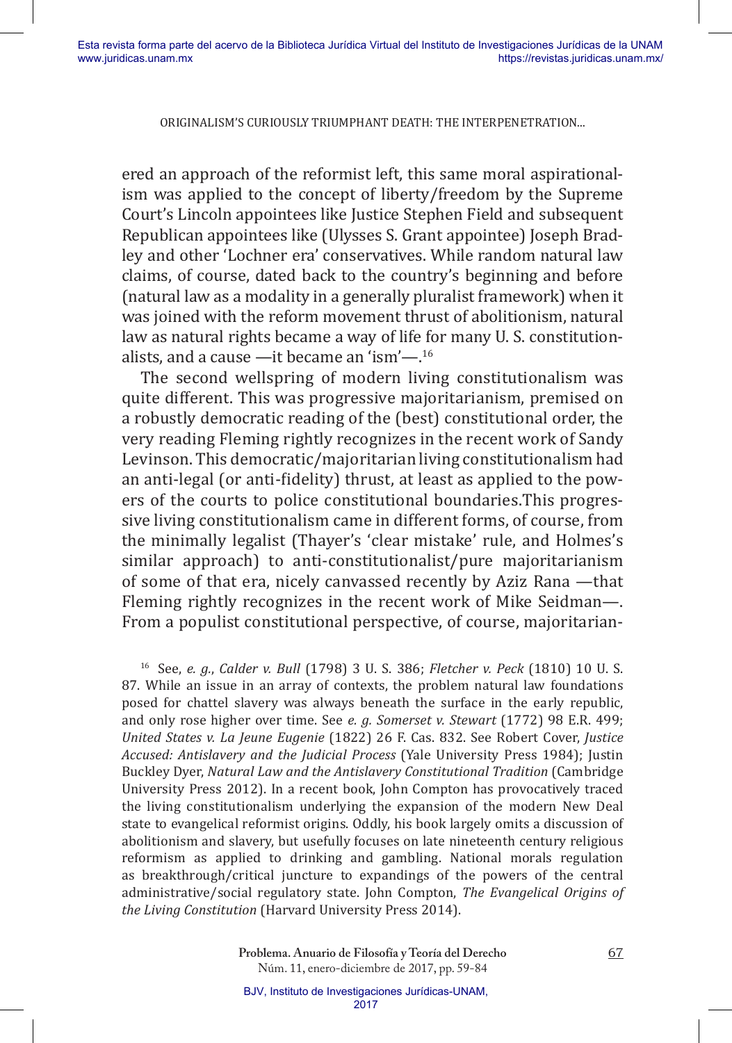ered an approach of the reformist left, this same moral aspirationalism was applied to the concept of liberty/freedom by the Supreme Court's Lincoln appointees like Justice Stephen Field and subsequent Republican appointees like (Ulysses S. Grant appointee) Joseph Bradley and other 'Lochner era' conservatives. While random natural law claims, of course, dated back to the country's beginning and before (natural law as a modality in a generally pluralist framework) when it was joined with the reform movement thrust of abolitionism, natural law as natural rights became a way of life for many U. S. constitutionalists, and a cause —it became an 'ism'—.[16]

The second wellspring of modern living constitutionalism was quite different. This was progressive majoritarianism, premised on a robustly democratic reading of the (best) constitutional order, the very reading Fleming rightly recognizes in the recent work of Sandy Levinson. This democratic/majoritarian living constitutionalism had an anti-legal (or anti-fidelity) thrust, at least as applied to the powers of the courts to police constitutional boundaries.This progressive living constitutionalism came in different forms, of course, from the minimally legalist (Thayer's 'clear mistake' rule, and Holmes's similar approach) to anti-constitutionalist/pure majoritarianism of some of that era, nicely canvassed recently by Aziz Rana —that Fleming rightly recognizes in the recent work of Mike Seidman—. From a populist constitutional perspective, of course, majoritarian-

[16] See, *e. g.*, *Calder v. Bull* (1798) 3 U. S. 386; *Fletcher v. Peck* (1810) 10 U. S. 87. While an issue in an array of contexts, the problem natural law foundations posed for chattel slavery was always beneath the surface in the early republic, and only rose higher over time. See *e. g. Somerset v. Stewart* (1772) 98 E.R. 499; *United States v. La Jeune Eugenie* (1822) 26 F. Cas. 832. See Robert Cover, *Justice Accused: Antislavery and the Judicial Process* (Yale University Press 1984); Justin Buckley Dyer, *Natural Law and the Antislavery Constitutional Tradition* (Cambridge University Press 2012). In a recent book, John Compton has provocatively traced the living constitutionalism underlying the expansion of the modern New Deal state to evangelical reformist origins. Oddly, his book largely omits a discussion of abolitionism and slavery, but usefully focuses on late nineteenth century religious reformism as applied to drinking and gambling. National morals regulation as breakthrough/critical juncture to expandings of the powers of the central administrative/social regulatory state. John Compton, *The Evangelical Origins of the Living Constitution* (Harvard University Press 2014).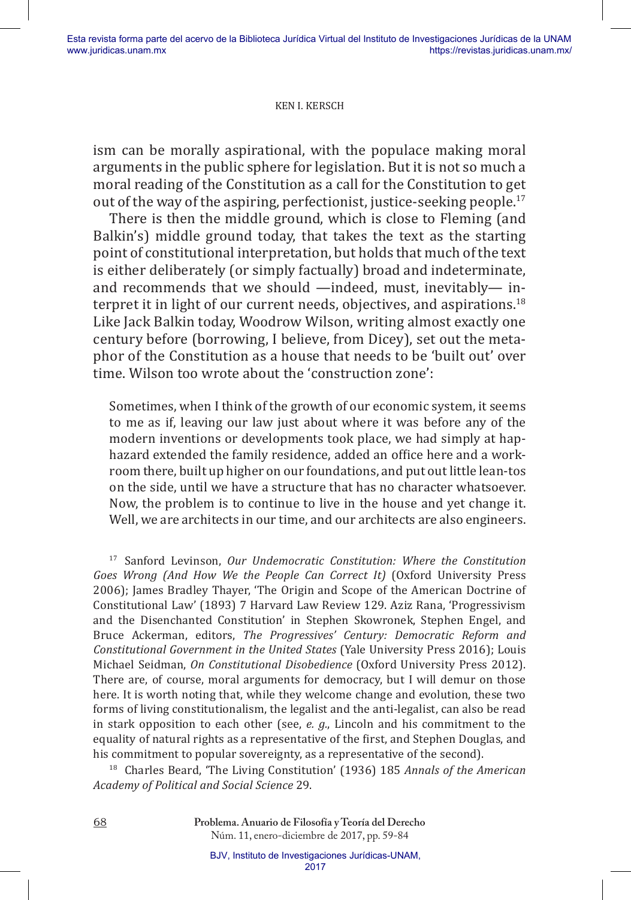ism can be morally aspirational, with the populace making moral arguments in the public sphere for legislation. But it is not so much a moral reading of the Constitution as a call for the Constitution to get out of the way of the aspiring, perfectionist, justice-seeking people.[17]

There is then the middle ground, which is close to Fleming (and Balkin's) middle ground today, that takes the text as the starting point of constitutional interpretation, but holds that much of the text is either deliberately (or simply factually) broad and indeterminate, and recommends that we should —indeed, must, inevitably— interpret it in light of our current needs, objectives, and aspirations.[18] Like Jack Balkin today, Woodrow Wilson, writing almost exactly one century before (borrowing, I believe, from Dicey), set out the metaphor of the Constitution as a house that needs to be 'built out' over time. Wilson too wrote about the 'construction zone':

> Sometimes, when I think of the growth of our economic system, it seems to me as if, leaving our law just about where it was before any of the modern inventions or developments took place, we had simply at haphazard extended the family residence, added an office here and a workroom there, built up higher on our foundations, and put out little lean-tos on the side, until we have a structure that has no character whatsoever. Now, the problem is to continue to live in the house and yet change it. Well, we are architects in our time, and our architects are also engineers.

[17] Sanford Levinson, *Our Undemocratic Constitution: Where the Constitution Goes Wrong (And How We the People Can Correct It)* (Oxford University Press 2006); James Bradley Thayer, 'The Origin and Scope of the American Doctrine of Constitutional Law' (1893) 7 Harvard Law Review 129. Aziz Rana, 'Progressivism and the Disenchanted Constitution' in Stephen Skowronek, Stephen Engel, and Bruce Ackerman, editors, *The Progressives' Century: Democratic Reform and Constitutional Government in the United States* (Yale University Press 2016); Louis Michael Seidman, *On Constitutional Disobedience* (Oxford University Press 2012). There are, of course, moral arguments for democracy, but I will demur on those here. It is worth noting that, while they welcome change and evolution, these two forms of living constitutionalism, the legalist and the anti-legalist, can also be read in stark opposition to each other (see, *e. g.*, Lincoln and his commitment to the equality of natural rights as a representative of the first, and Stephen Douglas, and his commitment to popular sovereignty, as a representative of the second).

[18] Charles Beard, 'The Living Constitution' (1936) 185 *Annals of the American Academy of Political and Social Science* 29.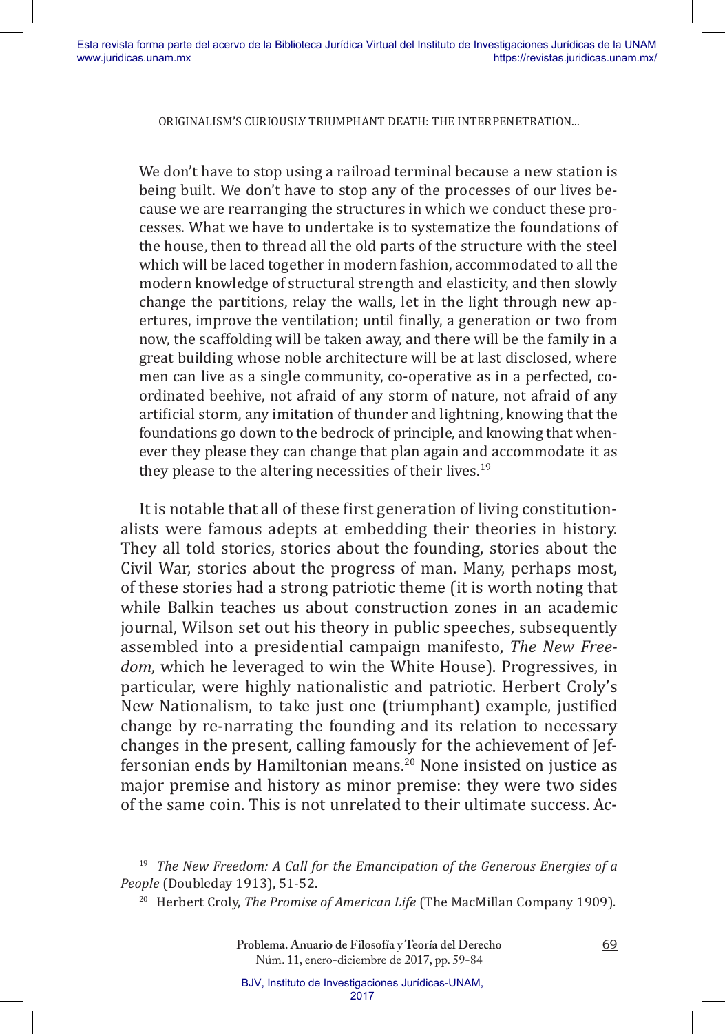> We don't have to stop using a railroad terminal because a new station is being built. We don't have to stop any of the processes of our lives because we are rearranging the structures in which we conduct these processes. What we have to undertake is to systematize the foundations of the house, then to thread all the old parts of the structure with the steel which will be laced together in modern fashion, accommodated to all the modern knowledge of structural strength and elasticity, and then slowly change the partitions, relay the walls, let in the light through new apertures, improve the ventilation; until finally, a generation or two from now, the scaffolding will be taken away, and there will be the family in a great building whose noble architecture will be at last disclosed, where men can live as a single community, co-operative as in a perfected, coordinated beehive, not afraid of any storm of nature, not afraid of any artificial storm, any imitation of thunder and lightning, knowing that the foundations go down to the bedrock of principle, and knowing that whenever they please they can change that plan again and accommodate it as they please to the altering necessities of their lives.[19]

It is notable that all of these first generation of living constitutionalists were famous adepts at embedding their theories in history. They all told stories, stories about the founding, stories about the Civil War, stories about the progress of man. Many, perhaps most, of these stories had a strong patriotic theme (it is worth noting that while Balkin teaches us about construction zones in an academic journal, Wilson set out his theory in public speeches, subsequently assembled into a presidential campaign manifesto, *The New Freedom*, which he leveraged to win the White House). Progressives, in particular, were highly nationalistic and patriotic. Herbert Croly's New Nationalism, to take just one (triumphant) example, justified change by re-narrating the founding and its relation to necessary changes in the present, calling famously for the achievement of Jeffersonian ends by Hamiltonian means.[20] None insisted on justice as major premise and history as minor premise: they were two sides of the same coin. This is not unrelated to their ultimate success. Ac-

[19] *The New Freedom: A Call for the Emancipation of the Generous Energies of a People* (Doubleday 1913), 51-52.

[20] Herbert Croly, *The Promise of American Life* (The MacMillan Company 1909).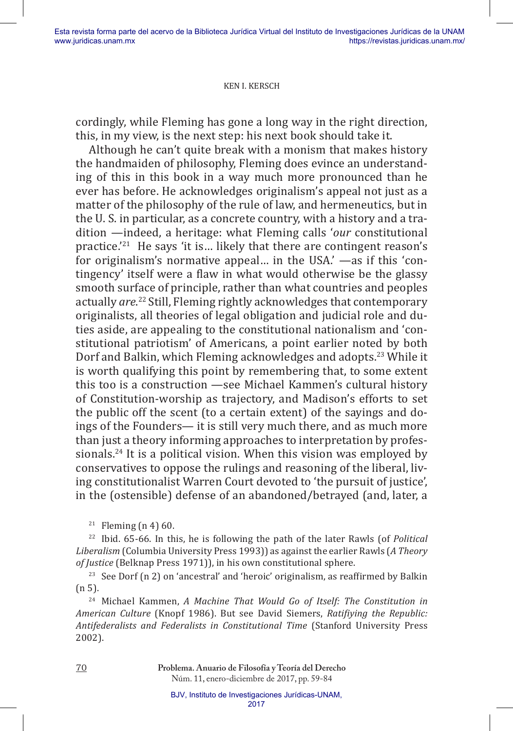cordingly, while Fleming has gone a long way in the right direction, this, in my view, is the next step: his next book should take it.

Although he can't quite break with a monism that makes history the handmaiden of philosophy, Fleming does evince an understanding of this in this book in a way much more pronounced than he ever has before. He acknowledges originalism's appeal not just as a matter of the philosophy of the rule of law, and hermeneutics, but in the U. S. in particular, as a concrete country, with a history and a tradition —indeed, a heritage: what Fleming calls '*our* constitutional practice.'[21] He says 'it is… likely that there are contingent reason's for originalism's normative appeal… in the USA.' —as if this 'contingency' itself were a flaw in what would otherwise be the glassy smooth surface of principle, rather than what countries and peoples actually *are*.[22] Still, Fleming rightly acknowledges that contemporary originalists, all theories of legal obligation and judicial role and duties aside, are appealing to the constitutional nationalism and 'constitutional patriotism' of Americans, a point earlier noted by both Dorf and Balkin, which Fleming acknowledges and adopts.[23] While it is worth qualifying this point by remembering that, to some extent this too is a construction —see Michael Kammen's cultural history of Constitution-worship as trajectory, and Madison's efforts to set the public off the scent (to a certain extent) of the sayings and doings of the Founders— it is still very much there, and as much more than just a theory informing approaches to interpretation by professionals.[24] It is a political vision. When this vision was employed by conservatives to oppose the rulings and reasoning of the liberal, living constitutionalist Warren Court devoted to 'the pursuit of justice', in the (ostensible) defense of an abandoned/betrayed (and, later, a

[21] Fleming (n 4) 60.

[22] Ibid. 65-66. In this, he is following the path of the later Rawls (of *Political Liberalism* (Columbia University Press 1993)) as against the earlier Rawls (*A Theory of Justice* (Belknap Press 1971)), in his own constitutional sphere.

[23] See Dorf (n 2) on 'ancestral' and 'heroic' originalism, as reaffirmed by Balkin (n 5).

[24] Michael Kammen, *A Machine That Would Go of Itself: The Constitution in American Culture* (Knopf 1986). But see David Siemers, *Ratifiying the Republic: Antifederalists and Federalists in Constitutional Time* (Stanford University Press 2002).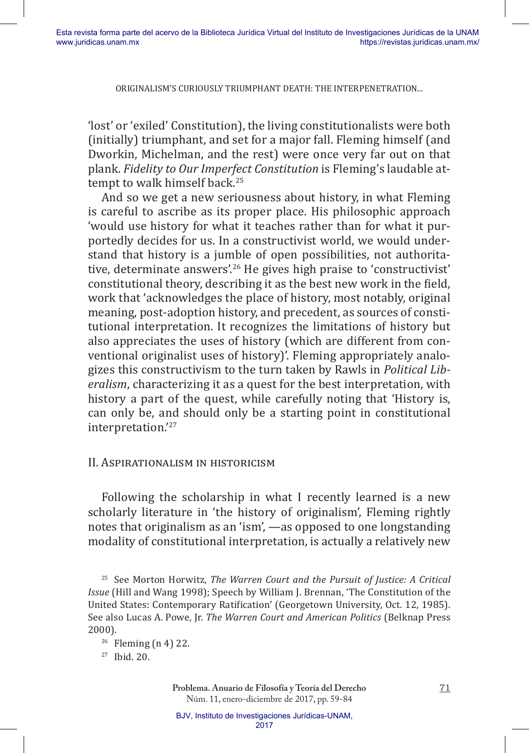'lost' or 'exiled' Constitution), the living constitutionalists were both (initially) triumphant, and set for a major fall. Fleming himself (and Dworkin, Michelman, and the rest) were once very far out on that plank. *Fidelity to Our Imperfect Constitution* is Fleming's laudable attempt to walk himself back.[25]

And so we get a new seriousness about history, in what Fleming is careful to ascribe as its proper place. His philosophic approach 'would use history for what it teaches rather than for what it purportedly decides for us. In a constructivist world, we would understand that history is a jumble of open possibilities, not authoritative, determinate answers'.[26] He gives high praise to 'constructivist' constitutional theory, describing it as the best new work in the field, work that 'acknowledges the place of history, most notably, original meaning, post-adoption history, and precedent, as sources of constitutional interpretation. It recognizes the limitations of history but also appreciates the uses of history (which are different from conventional originalist uses of history)'. Fleming appropriately analogizes this constructivism to the turn taken by Rawls in *Political Liberalism*, characterizing it as a quest for the best interpretation, with history a part of the quest, while carefully noting that 'History is, can only be, and should only be a starting point in constitutional interpretation.'[27]

## II. Aspirationalism in historicism

Following the scholarship in what I recently learned is a new scholarly literature in 'the history of originalism', Fleming rightly notes that originalism as an 'ism', —as opposed to one longstanding modality of constitutional interpretation, is actually a relatively new

[25] See Morton Horwitz, *The Warren Court and the Pursuit of Justice: A Critical Issue* (Hill and Wang 1998); Speech by William J. Brennan, 'The Constitution of the United States: Contemporary Ratification' (Georgetown University, Oct. 12, 1985). See also Lucas A. Powe, Jr. *The Warren Court and American Politics* (Belknap Press 2000).

[26] Fleming (n 4) 22.

[27] Ibid. 20.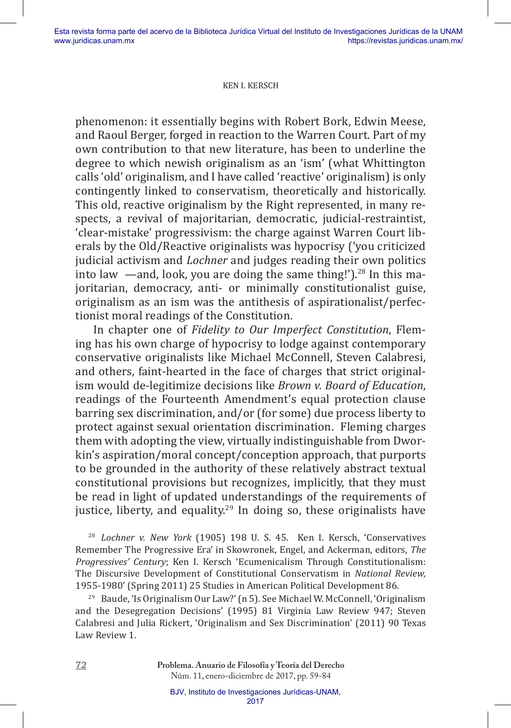phenomenon: it essentially begins with Robert Bork, Edwin Meese, and Raoul Berger, forged in reaction to the Warren Court. Part of my own contribution to that new literature, has been to underline the degree to which newish originalism as an 'ism' (what Whittington calls 'old' originalism, and I have called 'reactive' originalism) is only contingently linked to conservatism, theoretically and historically. This old, reactive originalism by the Right represented, in many respects, a revival of majoritarian, democratic, judicial-restraintist, 'clear-mistake' progressivism: the charge against Warren Court liberals by the Old/Reactive originalists was hypocrisy ('you criticized judicial activism and *Lochner* and judges reading their own politics into law —and, look, you are doing the same thing!').[28] In this majoritarian, democracy, anti- or minimally constitutionalist guise, originalism as an ism was the antithesis of aspirationalist/perfectionist moral readings of the Constitution.

In chapter one of *Fidelity to Our Imperfect Constitution*, Fleming has his own charge of hypocrisy to lodge against contemporary conservative originalists like Michael McConnell, Steven Calabresi, and others, faint-hearted in the face of charges that strict originalism would de-legitimize decisions like *Brown v. Board of Education*, readings of the Fourteenth Amendment's equal protection clause barring sex discrimination, and/or (for some) due process liberty to protect against sexual orientation discrimination. Fleming charges them with adopting the view, virtually indistinguishable from Dworkin's aspiration/moral concept/conception approach, that purports to be grounded in the authority of these relatively abstract textual constitutional provisions but recognizes, implicitly, that they must be read in light of updated understandings of the requirements of justice, liberty, and equality.[29] In doing so, these originalists have

[28] *Lochner v. New York* (1905) 198 U. S. 45. Ken I. Kersch, 'Conservatives Remember The Progressive Era' in Skowronek, Engel, and Ackerman, editors, *The Progressives' Century*; Ken I. Kersch 'Ecumenicalism Through Constitutionalism: The Discursive Development of Constitutional Conservatism in *National Review,* 1955-1980' (Spring 2011) 25 Studies in American Political Development 86.

[29] Baude, 'Is Originalism Our Law?' (n 5). See Michael W. McConnell, 'Originalism and the Desegregation Decisions' (1995) 81 Virginia Law Review 947; Steven Calabresi and Julia Rickert, 'Originalism and Sex Discrimination' (2011) 90 Texas Law Review 1.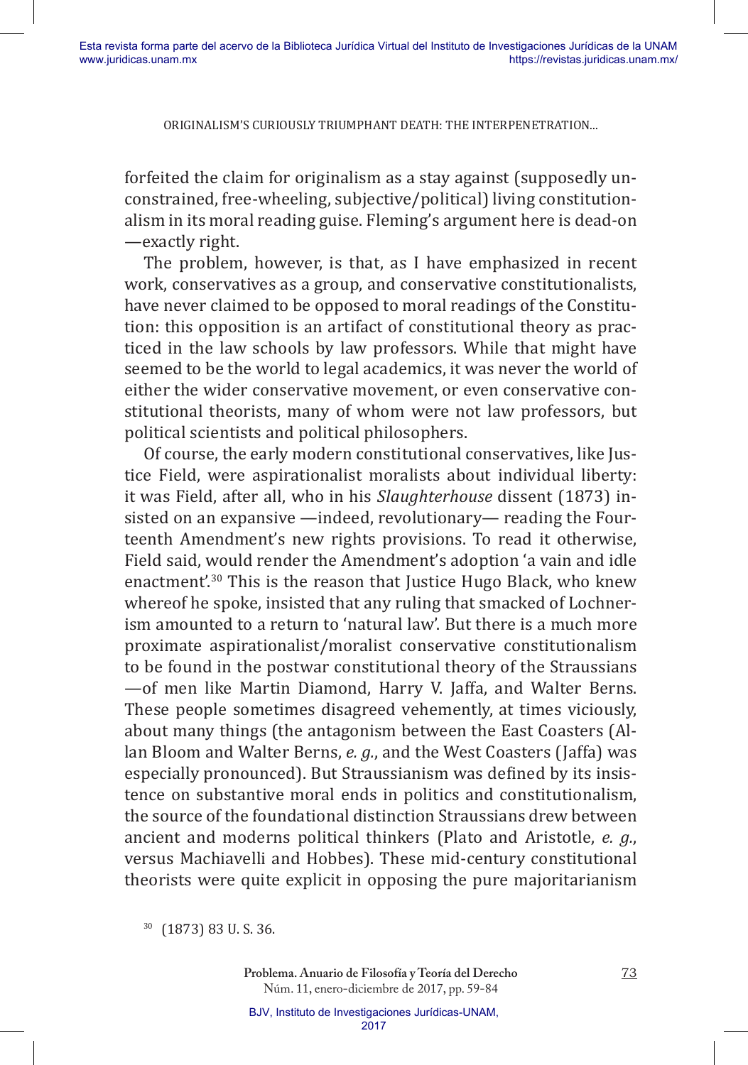forfeited the claim for originalism as a stay against (supposedly unconstrained, free-wheeling, subjective/political) living constitutionalism in its moral reading guise. Fleming's argument here is dead-on —exactly right.

The problem, however, is that, as I have emphasized in recent work, conservatives as a group, and conservative constitutionalists, have never claimed to be opposed to moral readings of the Constitution: this opposition is an artifact of constitutional theory as practiced in the law schools by law professors. While that might have seemed to be the world to legal academics, it was never the world of either the wider conservative movement, or even conservative constitutional theorists, many of whom were not law professors, but political scientists and political philosophers.

Of course, the early modern constitutional conservatives, like Justice Field, were aspirationalist moralists about individual liberty: it was Field, after all, who in his *Slaughterhouse* dissent (1873) insisted on an expansive —indeed, revolutionary— reading the Fourteenth Amendment's new rights provisions. To read it otherwise, Field said, would render the Amendment's adoption 'a vain and idle enactment'.[30] This is the reason that Justice Hugo Black, who knew whereof he spoke, insisted that any ruling that smacked of Lochnerism amounted to a return to 'natural law'. But there is a much more proximate aspirationalist/moralist conservative constitutionalism to be found in the postwar constitutional theory of the Straussians —of men like Martin Diamond, Harry V. Jaffa, and Walter Berns. These people sometimes disagreed vehemently, at times viciously, about many things (the antagonism between the East Coasters (Allan Bloom and Walter Berns, *e. g.*, and the West Coasters (Jaffa) was especially pronounced). But Straussianism was defined by its insistence on substantive moral ends in politics and constitutionalism, the source of the foundational distinction Straussians drew between ancient and moderns political thinkers (Plato and Aristotle, *e. g.*, versus Machiavelli and Hobbes). These mid-century constitutional theorists were quite explicit in opposing the pure majoritarianism

[30] (1873) 83 U. S. 36.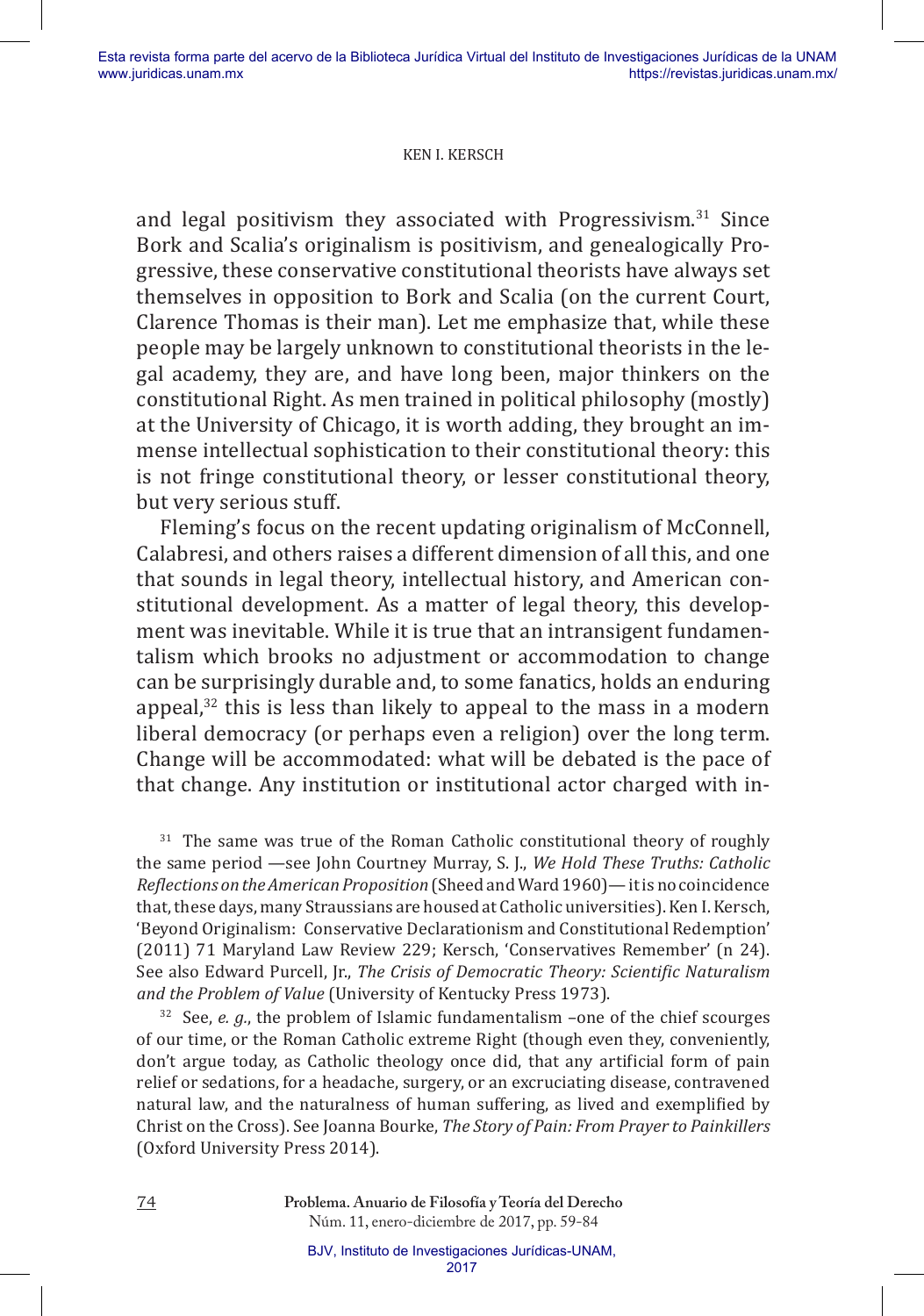and legal positivism they associated with Progressivism.[31] Since Bork and Scalia's originalism is positivism, and genealogically Progressive, these conservative constitutional theorists have always set themselves in opposition to Bork and Scalia (on the current Court, Clarence Thomas is their man). Let me emphasize that, while these people may be largely unknown to constitutional theorists in the legal academy, they are, and have long been, major thinkers on the constitutional Right. As men trained in political philosophy (mostly) at the University of Chicago, it is worth adding, they brought an immense intellectual sophistication to their constitutional theory: this is not fringe constitutional theory, or lesser constitutional theory, but very serious stuff.

Fleming's focus on the recent updating originalism of McConnell, Calabresi, and others raises a different dimension of all this, and one that sounds in legal theory, intellectual history, and American constitutional development. As a matter of legal theory, this development was inevitable. While it is true that an intransigent fundamentalism which brooks no adjustment or accommodation to change can be surprisingly durable and, to some fanatics, holds an enduring appeal,[32] this is less than likely to appeal to the mass in a modern liberal democracy (or perhaps even a religion) over the long term. Change will be accommodated: what will be debated is the pace of that change. Any institution or institutional actor charged with in-

[31] The same was true of the Roman Catholic constitutional theory of roughly the same period —see John Courtney Murray, S. J., *We Hold These Truths: Catholic Reflections on the American Proposition* (Sheed and Ward 1960)— it is no coincidence that, these days, many Straussians are housed at Catholic universities). Ken I. Kersch, 'Beyond Originalism: Conservative Declarationism and Constitutional Redemption' (2011) 71 Maryland Law Review 229; Kersch, 'Conservatives Remember' (n 24). See also Edward Purcell, Jr., *The Crisis of Democratic Theory: Scientific Naturalism and the Problem of Value* (University of Kentucky Press 1973).

[32] See, *e. g.*, the problem of Islamic fundamentalism –one of the chief scourges of our time, or the Roman Catholic extreme Right (though even they, conveniently, don't argue today, as Catholic theology once did, that any artificial form of pain relief or sedations, for a headache, surgery, or an excruciating disease, contravened natural law, and the naturalness of human suffering, as lived and exemplified by Christ on the Cross). See Joanna Bourke, *The Story of Pain: From Prayer to Painkillers* (Oxford University Press 2014).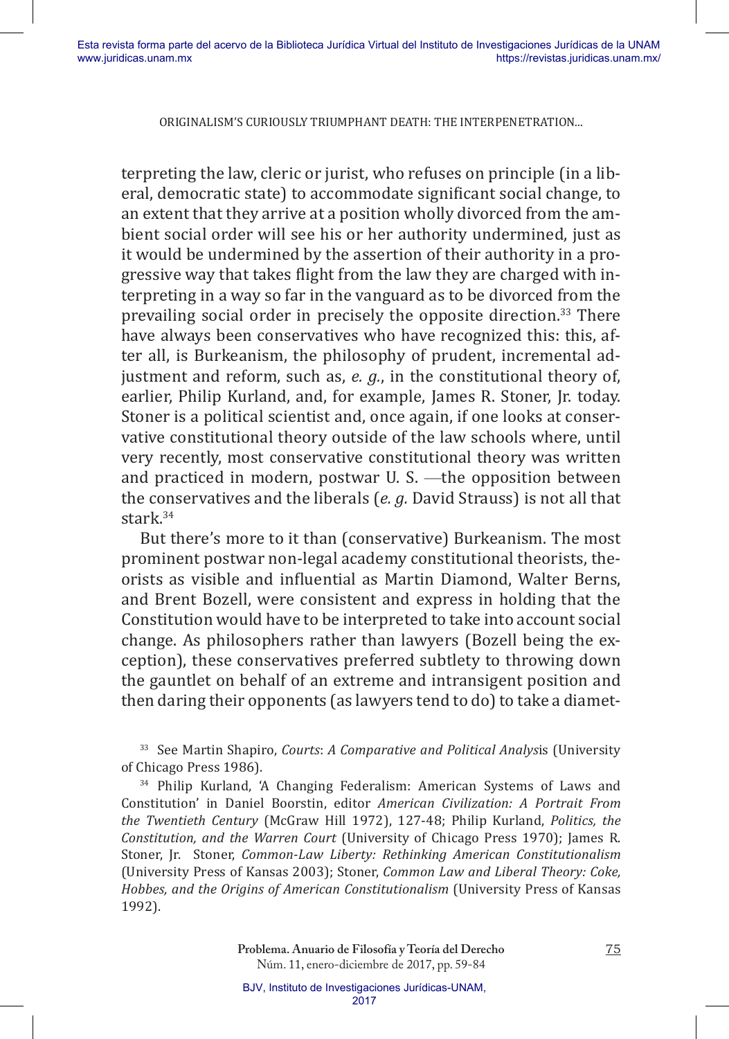terpreting the law, cleric or jurist, who refuses on principle (in a liberal, democratic state) to accommodate significant social change, to an extent that they arrive at a position wholly divorced from the ambient social order will see his or her authority undermined, just as it would be undermined by the assertion of their authority in a progressive way that takes flight from the law they are charged with interpreting in a way so far in the vanguard as to be divorced from the prevailing social order in precisely the opposite direction.[33] There have always been conservatives who have recognized this: this, after all, is Burkeanism, the philosophy of prudent, incremental adjustment and reform, such as, *e. g.*, in the constitutional theory of, earlier, Philip Kurland, and, for example, James R. Stoner, Jr. today. Stoner is a political scientist and, once again, if one looks at conservative constitutional theory outside of the law schools where, until very recently, most conservative constitutional theory was written and practiced in modern, postwar U. S. —the opposition between the conservatives and the liberals (*e. g.* David Strauss) is not all that stark.[34]

But there's more to it than (conservative) Burkeanism. The most prominent postwar non-legal academy constitutional theorists, theorists as visible and influential as Martin Diamond, Walter Berns, and Brent Bozell, were consistent and express in holding that the Constitution would have to be interpreted to take into account social change. As philosophers rather than lawyers (Bozell being the exception), these conservatives preferred subtlety to throwing down the gauntlet on behalf of an extreme and intransigent position and then daring their opponents (as lawyers tend to do) to take a diamet-

[33] See Martin Shapiro, *Courts*: *A Comparative and Political Analys*is (University of Chicago Press 1986).

[34] Philip Kurland, 'A Changing Federalism: American Systems of Laws and Constitution' in Daniel Boorstin, editor *American Civilization: A Portrait From the Twentieth Century* (McGraw Hill 1972), 127-48; Philip Kurland, *Politics, the Constitution, and the Warren Court* (University of Chicago Press 1970); James R. Stoner, Jr. Stoner, *Common-Law Liberty: Rethinking American Constitutionalism* (University Press of Kansas 2003); Stoner, *Common Law and Liberal Theory: Coke, Hobbes, and the Origins of American Constitutionalism* (University Press of Kansas 1992).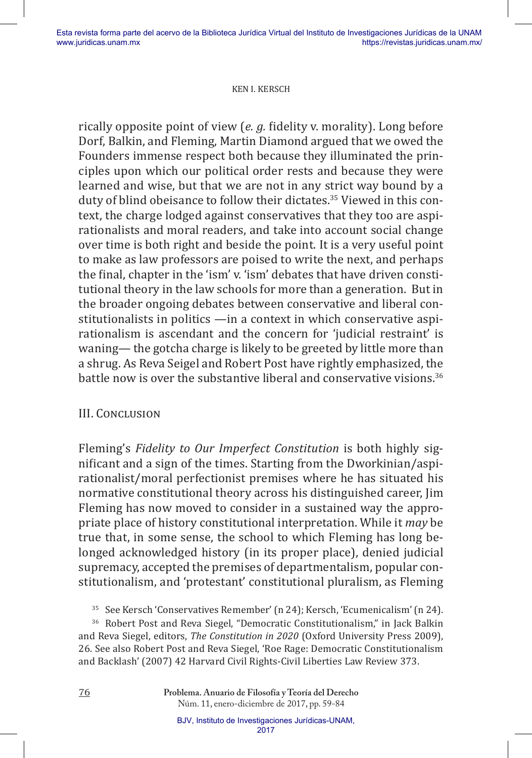rically opposite point of view (*e. g.* fidelity v. morality). Long before Dorf, Balkin, and Fleming, Martin Diamond argued that we owed the Founders immense respect both because they illuminated the principles upon which our political order rests and because they were learned and wise, but that we are not in any strict way bound by a duty of blind obeisance to follow their dictates.[35] Viewed in this context, the charge lodged against conservatives that they too are aspirationalists and moral readers, and take into account social change over time is both right and beside the point. It is a very useful point to make as law professors are poised to write the next, and perhaps the final, chapter in the 'ism' v. 'ism' debates that have driven constitutional theory in the law schools for more than a generation. But in the broader ongoing debates between conservative and liberal constitutionalists in politics —in a context in which conservative aspirationalism is ascendant and the concern for 'judicial restraint' is waning— the gotcha charge is likely to be greeted by little more than a shrug. As Reva Seigel and Robert Post have rightly emphasized, the battle now is over the substantive liberal and conservative visions.[36]

## III. Conclusion

Fleming's *Fidelity to Our Imperfect Constitution* is both highly significant and a sign of the times. Starting from the Dworkinian/aspirationalist/moral perfectionist premises where he has situated his normative constitutional theory across his distinguished career, Jim Fleming has now moved to consider in a sustained way the appropriate place of history constitutional interpretation. While it *may* be true that, in some sense, the school to which Fleming has long belonged acknowledged history (in its proper place), denied judicial supremacy, accepted the premises of departmentalism, popular constitutionalism, and 'protestant' constitutional pluralism, as Fleming

---

[35] See Kersch 'Conservatives Remember' (n 24); Kersch, 'Ecumenicalism' (n 24).

[36] Robert Post and Reva Siegel, "Democratic Constitutionalism," in Jack Balkin and Reva Siegel, editors, *The Constitution in 2020* (Oxford University Press 2009), 26. See also Robert Post and Reva Siegel, 'Roe Rage: Democratic Constitutionalism and Backlash' (2007) 42 Harvard Civil Rights-Civil Liberties Law Review 373.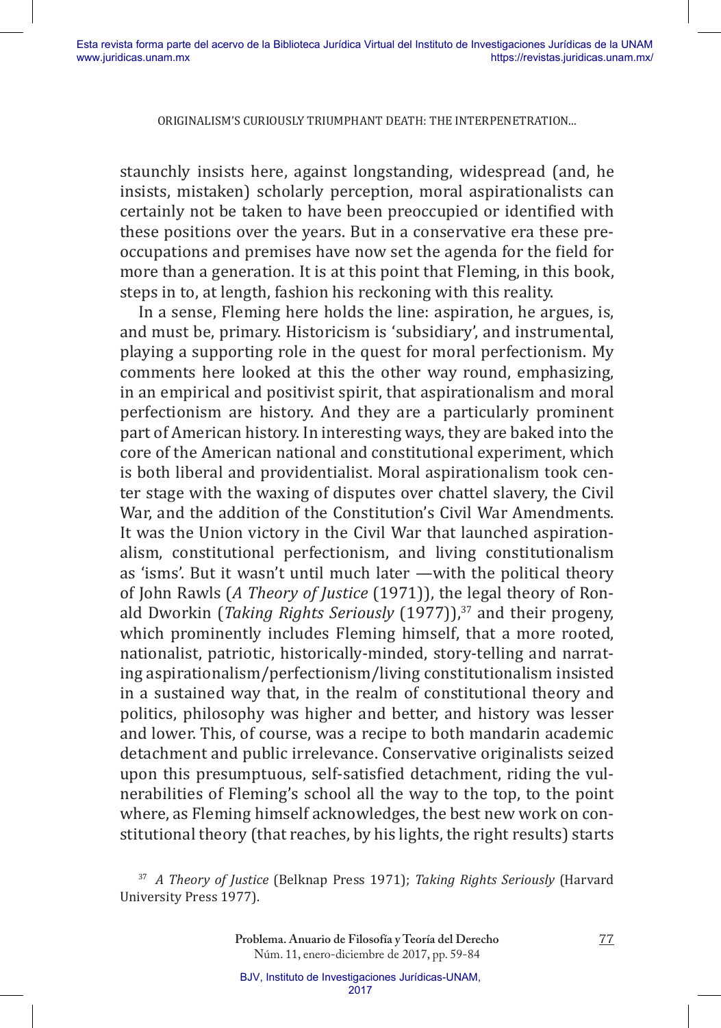staunchly insists here, against longstanding, widespread (and, he insists, mistaken) scholarly perception, moral aspirationalists can certainly not be taken to have been preoccupied or identified with these positions over the years. But in a conservative era these preoccupations and premises have now set the agenda for the field for more than a generation. It is at this point that Fleming, in this book, steps in to, at length, fashion his reckoning with this reality.

In a sense, Fleming here holds the line: aspiration, he argues, is, and must be, primary. Historicism is 'subsidiary', and instrumental, playing a supporting role in the quest for moral perfectionism. My comments here looked at this the other way round, emphasizing, in an empirical and positivist spirit, that aspirationalism and moral perfectionism are history. And they are a particularly prominent part of American history. In interesting ways, they are baked into the core of the American national and constitutional experiment, which is both liberal and providentialist. Moral aspirationalism took center stage with the waxing of disputes over chattel slavery, the Civil War, and the addition of the Constitution's Civil War Amendments. It was the Union victory in the Civil War that launched aspirationalism, constitutional perfectionism, and living constitutionalism as 'isms'. But it wasn't until much later —with the political theory of John Rawls (*A Theory of Justice* (1971)), the legal theory of Ronald Dworkin (*Taking Rights Seriously* (1977)),[37] and their progeny, which prominently includes Fleming himself, that a more rooted, nationalist, patriotic, historically-minded, story-telling and narrating aspirationalism/perfectionism/living constitutionalism insisted in a sustained way that, in the realm of constitutional theory and politics, philosophy was higher and better, and history was lesser and lower. This, of course, was a recipe to both mandarin academic detachment and public irrelevance. Conservative originalists seized upon this presumptuous, self-satisfied detachment, riding the vulnerabilities of Fleming's school all the way to the top, to the point where, as Fleming himself acknowledges, the best new work on constitutional theory (that reaches, by his lights, the right results) starts

[37] *A Theory of Justice* (Belknap Press 1971); *Taking Rights Seriously* (Harvard University Press 1977).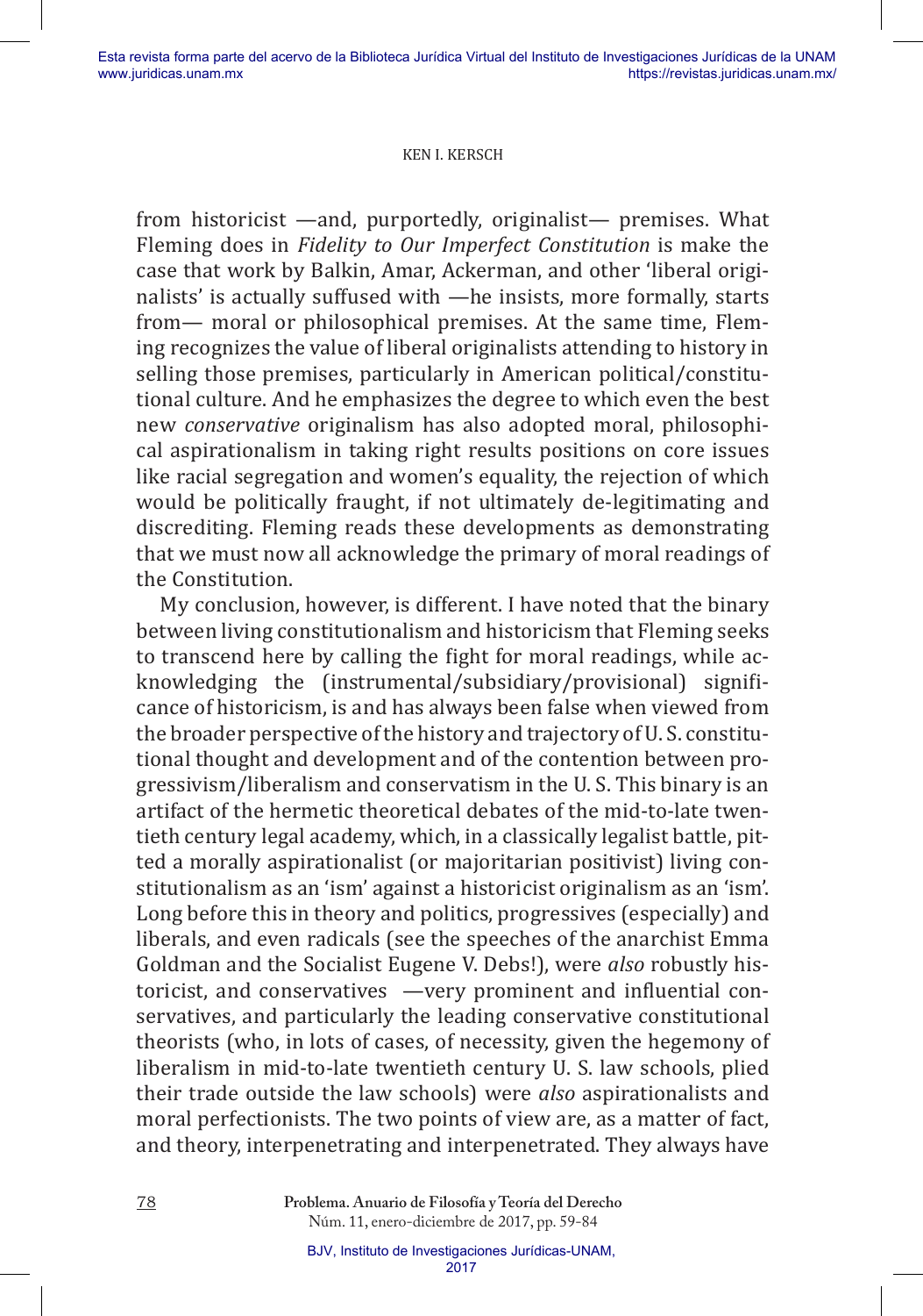from historicist —and, purportedly, originalist— premises. What Fleming does in *Fidelity to Our Imperfect Constitution* is make the case that work by Balkin, Amar, Ackerman, and other 'liberal originalists' is actually suffused with —he insists, more formally, starts from— moral or philosophical premises. At the same time, Fleming recognizes the value of liberal originalists attending to history in selling those premises, particularly in American political/constitutional culture. And he emphasizes the degree to which even the best new *conservative* originalism has also adopted moral, philosophical aspirationalism in taking right results positions on core issues like racial segregation and women's equality, the rejection of which would be politically fraught, if not ultimately de-legitimating and discrediting. Fleming reads these developments as demonstrating that we must now all acknowledge the primary of moral readings of the Constitution.

My conclusion, however, is different. I have noted that the binary between living constitutionalism and historicism that Fleming seeks to transcend here by calling the fight for moral readings, while acknowledging the (instrumental/subsidiary/provisional) significance of historicism, is and has always been false when viewed from the broader perspective of the history and trajectory of U. S. constitutional thought and development and of the contention between progressivism/liberalism and conservatism in the U. S. This binary is an artifact of the hermetic theoretical debates of the mid-to-late twentieth century legal academy, which, in a classically legalist battle, pitted a morally aspirationalist (or majoritarian positivist) living constitutionalism as an 'ism' against a historicist originalism as an 'ism'. Long before this in theory and politics, progressives (especially) and liberals, and even radicals (see the speeches of the anarchist Emma Goldman and the Socialist Eugene V. Debs!), were *also* robustly historicist, and conservatives —very prominent and influential conservatives, and particularly the leading conservative constitutional theorists (who, in lots of cases, of necessity, given the hegemony of liberalism in mid-to-late twentieth century U. S. law schools, plied their trade outside the law schools) were *also* aspirationalists and moral perfectionists. The two points of view are, as a matter of fact, and theory, interpenetrating and interpenetrated. They always have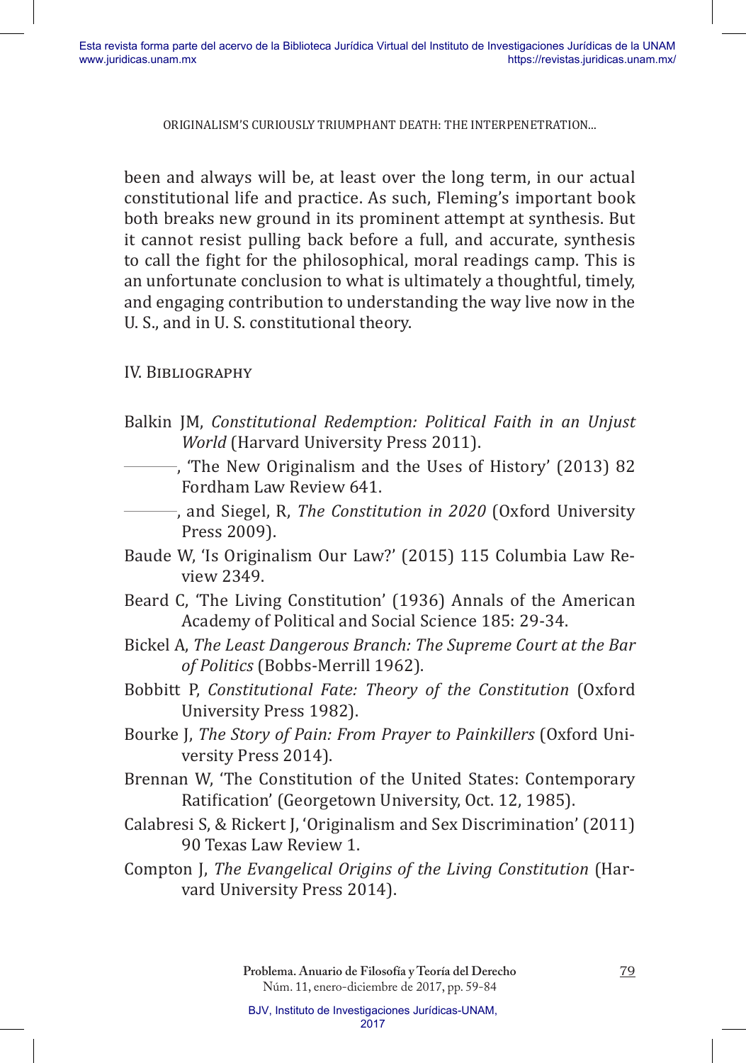been and always will be, at least over the long term, in our actual constitutional life and practice. As such, Fleming's important book both breaks new ground in its prominent attempt at synthesis. But it cannot resist pulling back before a full, and accurate, synthesis to call the fight for the philosophical, moral readings camp. This is an unfortunate conclusion to what is ultimately a thoughtful, timely, and engaging contribution to understanding the way live now in the U. S., and in U. S. constitutional theory.

## IV. Bibliography

Balkin JM, *Constitutional Redemption: Political Faith in an Unjust World* (Harvard University Press 2011).

———, 'The New Originalism and the Uses of History' (2013) 82 Fordham Law Review 641.

———, and Siegel, R, *The Constitution in 2020* (Oxford University Press 2009).

Baude W, 'Is Originalism Our Law?' (2015) 115 Columbia Law Review 2349.

Beard C, 'The Living Constitution' (1936) Annals of the American Academy of Political and Social Science 185: 29-34.

Bickel A, *The Least Dangerous Branch: The Supreme Court at the Bar of Politics* (Bobbs-Merrill 1962).

Bobbitt P, *Constitutional Fate: Theory of the Constitution* (Oxford University Press 1982).

Bourke J, *The Story of Pain: From Prayer to Painkillers* (Oxford University Press 2014).

Brennan W, 'The Constitution of the United States: Contemporary Ratification' (Georgetown University, Oct. 12, 1985).

Calabresi S, & Rickert J, 'Originalism and Sex Discrimination' (2011) 90 Texas Law Review 1.

Compton J, *The Evangelical Origins of the Living Constitution* (Harvard University Press 2014).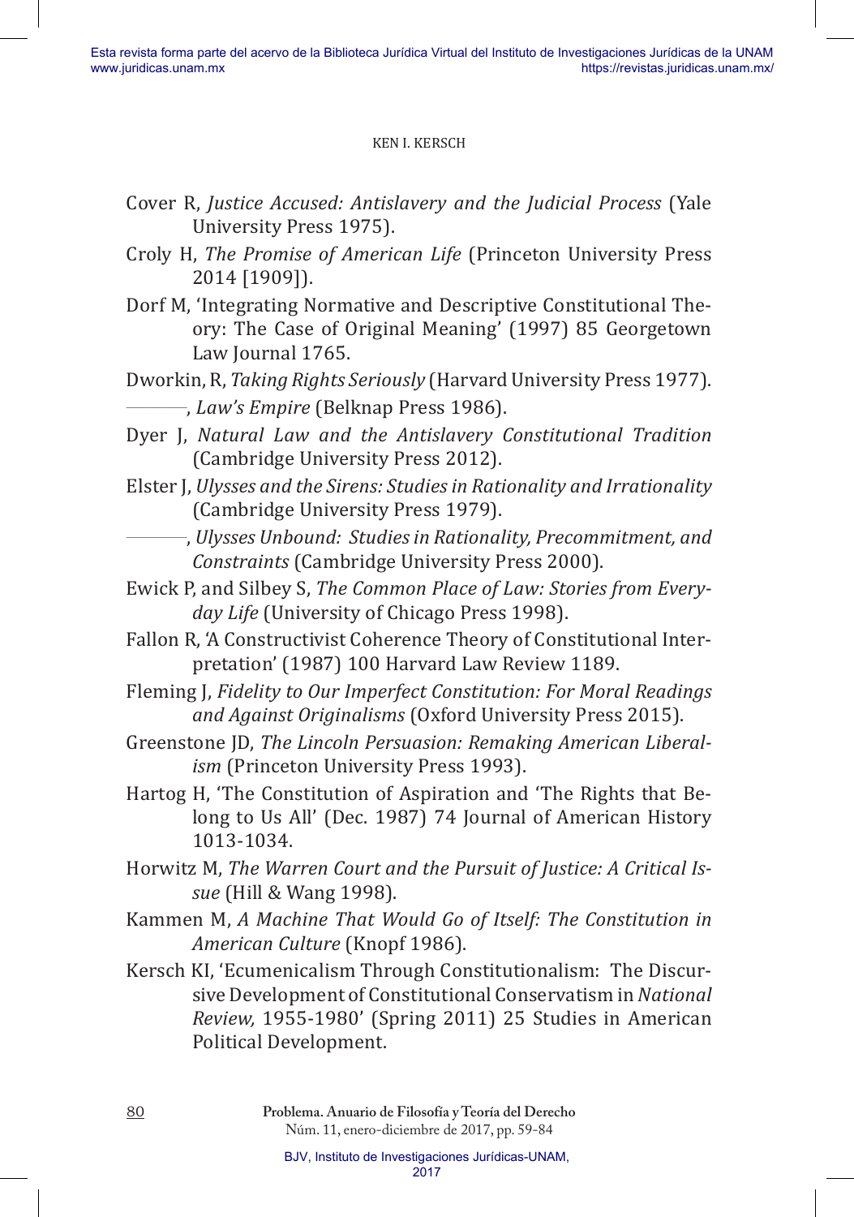Cover R, *Justice Accused: Antislavery and the Judicial Process* (Yale University Press 1975).

Croly H, *The Promise of American Life* (Princeton University Press 2014 [1909]).

Dorf M, 'Integrating Normative and Descriptive Constitutional Theory: The Case of Original Meaning' (1997) 85 Georgetown Law Journal 1765.

Dworkin, R, *Taking Rights Seriously* (Harvard University Press 1977).

———, *Law's Empire* (Belknap Press 1986).

Dyer J, *Natural Law and the Antislavery Constitutional Tradition* (Cambridge University Press 2012).

Elster J, *Ulysses and the Sirens: Studies in Rationality and Irrationality* (Cambridge University Press 1979).

———, *Ulysses Unbound: Studies in Rationality, Precommitment, and Constraints* (Cambridge University Press 2000).

Ewick P, and Silbey S, *The Common Place of Law: Stories from Everyday Life* (University of Chicago Press 1998).

Fallon R, 'A Constructivist Coherence Theory of Constitutional Interpretation' (1987) 100 Harvard Law Review 1189.

Fleming J, *Fidelity to Our Imperfect Constitution: For Moral Readings and Against Originalisms* (Oxford University Press 2015).

Greenstone JD, *The Lincoln Persuasion: Remaking American Liberalism* (Princeton University Press 1993).

Hartog H, 'The Constitution of Aspiration and 'The Rights that Belong to Us All' (Dec. 1987) 74 Journal of American History 1013-1034.

Horwitz M, *The Warren Court and the Pursuit of Justice: A Critical Issue* (Hill & Wang 1998).

Kammen M, *A Machine That Would Go of Itself: The Constitution in American Culture* (Knopf 1986).

Kersch KI, 'Ecumenicalism Through Constitutionalism: The Discursive Development of Constitutional Conservatism in *National Review,* 1955-1980' (Spring 2011) 25 Studies in American Political Development.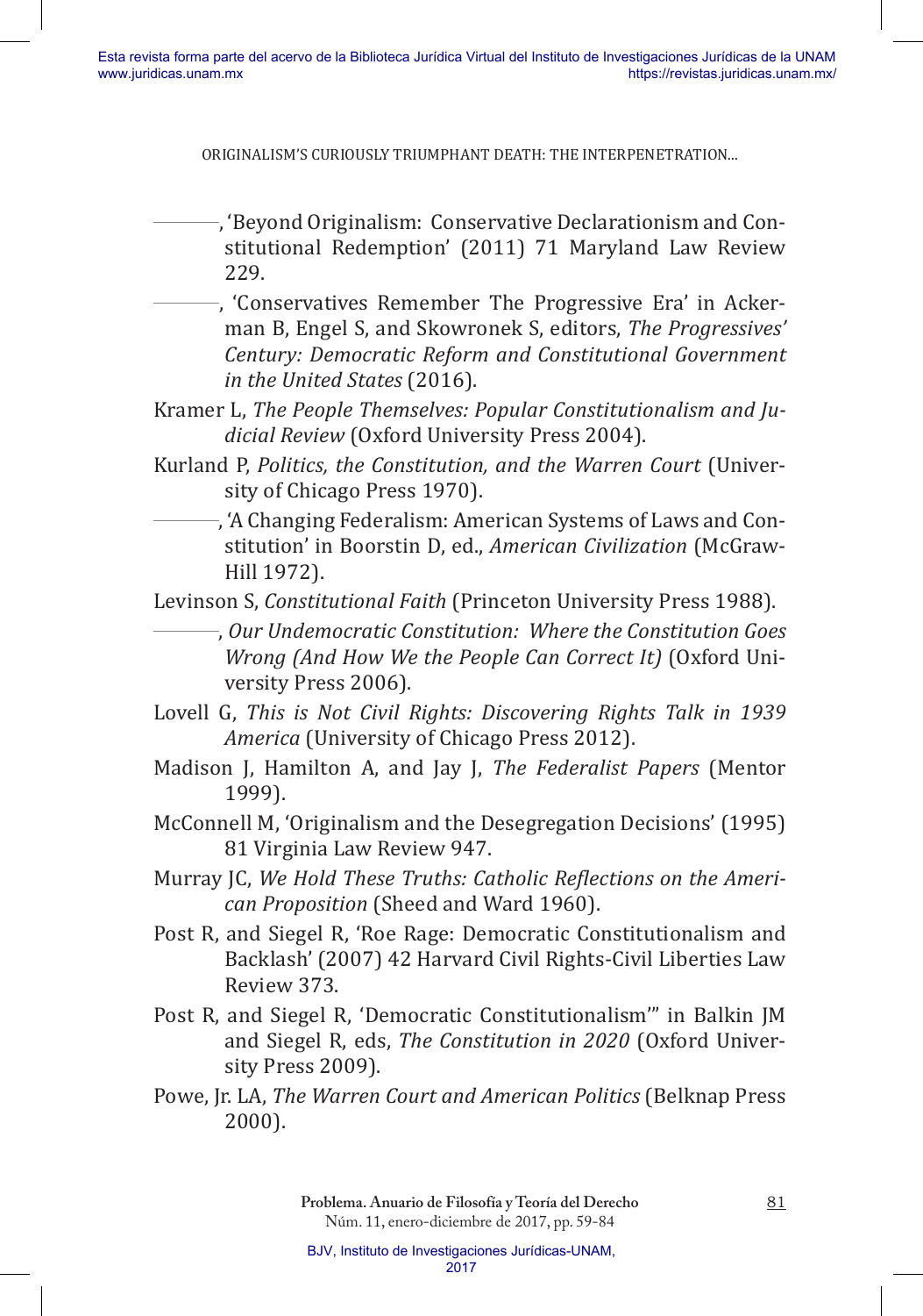———, 'Beyond Originalism: Conservative Declarationism and Constitutional Redemption' (2011) 71 Maryland Law Review 229.

———, 'Conservatives Remember The Progressive Era' in Ackerman B, Engel S, and Skowronek S, editors, *The Progressives' Century: Democratic Reform and Constitutional Government in the United States* (2016).

Kramer L, *The People Themselves: Popular Constitutionalism and Judicial Review* (Oxford University Press 2004).

Kurland P, *Politics, the Constitution, and the Warren Court* (University of Chicago Press 1970).

———, 'A Changing Federalism: American Systems of Laws and Constitution' in Boorstin D, ed., *American Civilization* (McGraw-Hill 1972).

Levinson S, *Constitutional Faith* (Princeton University Press 1988).

———, *Our Undemocratic Constitution: Where the Constitution Goes Wrong (And How We the People Can Correct It)* (Oxford University Press 2006).

Lovell G, *This is Not Civil Rights: Discovering Rights Talk in 1939 America* (University of Chicago Press 2012).

Madison J, Hamilton A, and Jay J, *The Federalist Papers* (Mentor 1999).

McConnell M, 'Originalism and the Desegregation Decisions' (1995) 81 Virginia Law Review 947.

Murray JC, *We Hold These Truths: Catholic Reflections on the American Proposition* (Sheed and Ward 1960).

Post R, and Siegel R, 'Roe Rage: Democratic Constitutionalism and Backlash' (2007) 42 Harvard Civil Rights-Civil Liberties Law Review 373.

Post R, and Siegel R, 'Democratic Constitutionalism'" in Balkin JM and Siegel R, eds, *The Constitution in 2020* (Oxford University Press 2009).

Powe, Jr. LA, *The Warren Court and American Politics* (Belknap Press 2000).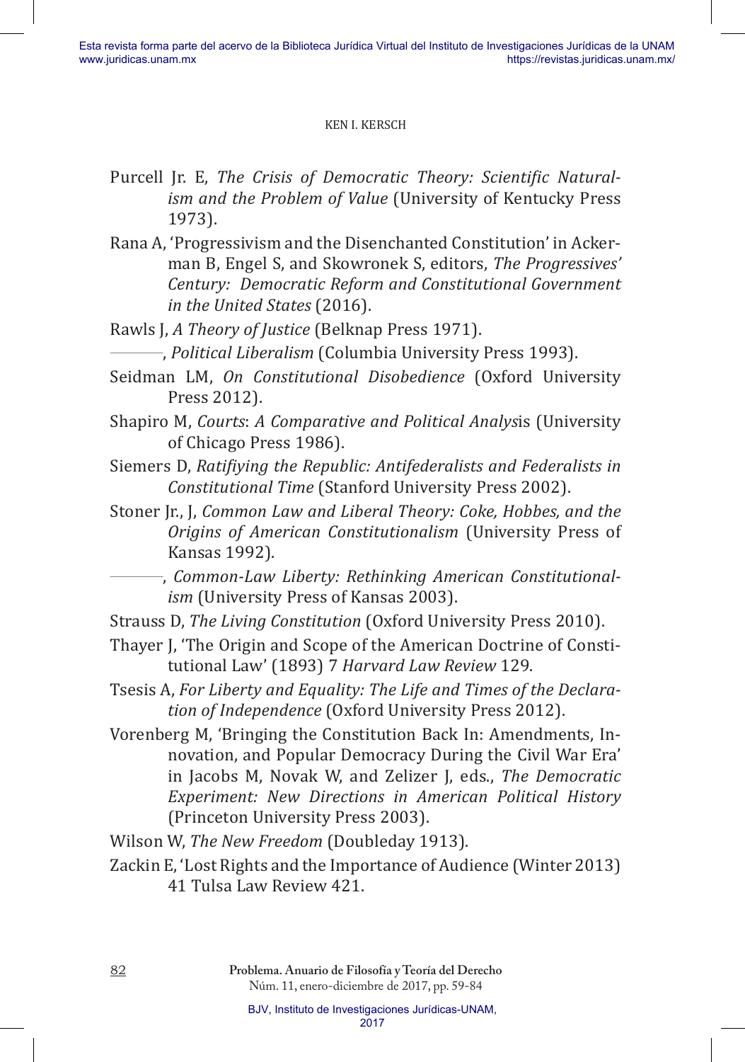Purcell Jr. E, *The Crisis of Democratic Theory: Scientific Naturalism and the Problem of Value* (University of Kentucky Press 1973).

Rana A, 'Progressivism and the Disenchanted Constitution' in Ackerman B, Engel S, and Skowronek S, editors, *The Progressives' Century: Democratic Reform and Constitutional Government in the United States* (2016).

Rawls J, *A Theory of Justice* (Belknap Press 1971).

———, *Political Liberalism* (Columbia University Press 1993).

Seidman LM, *On Constitutional Disobedience* (Oxford University Press 2012).

Shapiro M, *Courts*: *A Comparative and Political Analys*is (University of Chicago Press 1986).

Siemers D, *Ratifiying the Republic: Antifederalists and Federalists in Constitutional Time* (Stanford University Press 2002).

Stoner Jr., J, *Common Law and Liberal Theory: Coke, Hobbes, and the Origins of American Constitutionalism* (University Press of Kansas 1992).

———, *Common-Law Liberty: Rethinking American Constitutionalism* (University Press of Kansas 2003).

Strauss D, *The Living Constitution* (Oxford University Press 2010).

Thayer J, 'The Origin and Scope of the American Doctrine of Constitutional Law' (1893) 7 *Harvard Law Review* 129.

Tsesis A, *For Liberty and Equality: The Life and Times of the Declaration of Independence* (Oxford University Press 2012).

Vorenberg M, 'Bringing the Constitution Back In: Amendments, Innovation, and Popular Democracy During the Civil War Era' in Jacobs M, Novak W, and Zelizer J, eds., *The Democratic Experiment: New Directions in American Political History* (Princeton University Press 2003).

Wilson W, *The New Freedom* (Doubleday 1913).

Zackin E, 'Lost Rights and the Importance of Audience (Winter 2013) 41 Tulsa Law Review 421.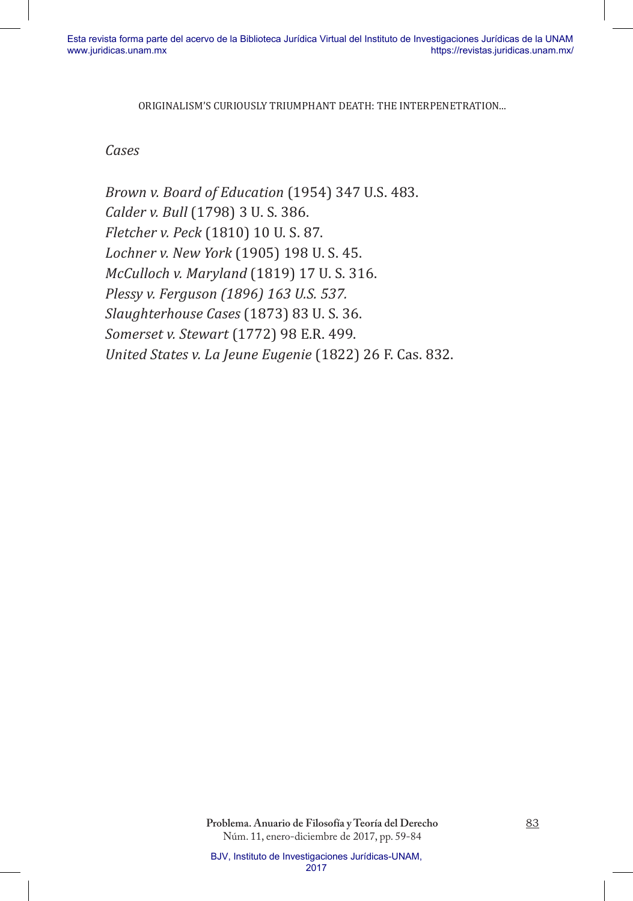*Cases*

*Brown v. Board of Education* (1954) 347 U.S. 483.
*Calder v. Bull* (1798) 3 U. S. 386.
*Fletcher v. Peck* (1810) 10 U. S. 87.
*Lochner v. New York* (1905) 198 U. S. 45.
*McCulloch v. Maryland* (1819) 17 U. S. 316.
*Plessy v. Ferguson (1896) 163 U.S. 537.*
*Slaughterhouse Cases* (1873) 83 U. S. 36.
*Somerset v. Stewart* (1772) 98 E.R. 499.
*United States v. La Jeune Eugenie* (1822) 26 F. Cas. 832.